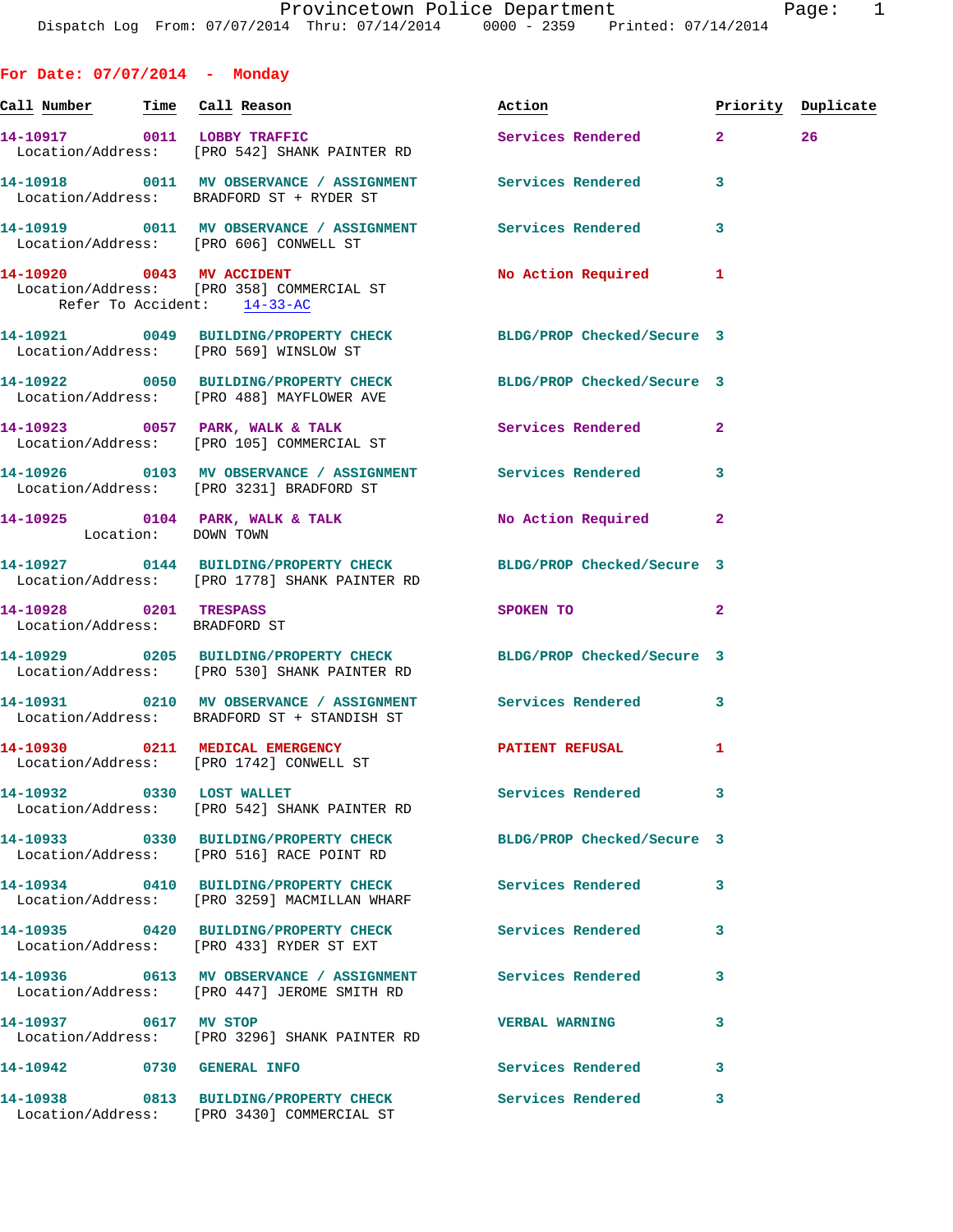Provincetown Police Department
Dispatch Log From: 07/07/2014 Thru: 07/14/2014 0000 - 2359 Printed: 07/14/2014

## For Date: 07/07/2014 - Monday

| Call Number | Time | Call Reason | Action | Priority | Duplicate |
|---|---|---|---|---|---|
| 14-10917 | 0011 | LOBBY TRAFFIC | Services Rendered | 2 | 26 |
| Location/Address: | | [PRO 542] SHANK PAINTER RD | | | |
| 14-10918 | 0011 | MV OBSERVANCE / ASSIGNMENT | Services Rendered | 3 | |
| Location/Address: | | BRADFORD ST + RYDER ST | | | |
| 14-10919 | 0011 | MV OBSERVANCE / ASSIGNMENT | Services Rendered | 3 | |
| Location/Address: | | [PRO 606] CONWELL ST | | | |
| 14-10920 | 0043 | MV ACCIDENT | No Action Required | 1 | |
| Location/Address: | | [PRO 358] COMMERCIAL ST | | | |
| Refer To Accident: | | 14-33-AC | | | |
| 14-10921 | 0049 | BUILDING/PROPERTY CHECK | BLDG/PROP Checked/Secure | 3 | |
| Location/Address: | | [PRO 569] WINSLOW ST | | | |
| 14-10922 | 0050 | BUILDING/PROPERTY CHECK | BLDG/PROP Checked/Secure | 3 | |
| Location/Address: | | [PRO 488] MAYFLOWER AVE | | | |
| 14-10923 | 0057 | PARK, WALK & TALK | Services Rendered | 2 | |
| Location/Address: | | [PRO 105] COMMERCIAL ST | | | |
| 14-10926 | 0103 | MV OBSERVANCE / ASSIGNMENT | Services Rendered | 3 | |
| Location/Address: | | [PRO 3231] BRADFORD ST | | | |
| 14-10925 | 0104 | PARK, WALK & TALK | No Action Required | 2 | |
| Location: | | DOWN TOWN | | | |
| 14-10927 | 0144 | BUILDING/PROPERTY CHECK | BLDG/PROP Checked/Secure | 3 | |
| Location/Address: | | [PRO 1778] SHANK PAINTER RD | | | |
| 14-10928 | 0201 | TRESPASS | SPOKEN TO | 2 | |
| Location/Address: | | BRADFORD ST | | | |
| 14-10929 | 0205 | BUILDING/PROPERTY CHECK | BLDG/PROP Checked/Secure | 3 | |
| Location/Address: | | [PRO 530] SHANK PAINTER RD | | | |
| 14-10931 | 0210 | MV OBSERVANCE / ASSIGNMENT | Services Rendered | 3 | |
| Location/Address: | | BRADFORD ST + STANDISH ST | | | |
| 14-10930 | 0211 | MEDICAL EMERGENCY | PATIENT REFUSAL | 1 | |
| Location/Address: | | [PRO 1742] CONWELL ST | | | |
| 14-10932 | 0330 | LOST WALLET | Services Rendered | 3 | |
| Location/Address: | | [PRO 542] SHANK PAINTER RD | | | |
| 14-10933 | 0330 | BUILDING/PROPERTY CHECK | BLDG/PROP Checked/Secure | 3 | |
| Location/Address: | | [PRO 516] RACE POINT RD | | | |
| 14-10934 | 0410 | BUILDING/PROPERTY CHECK | Services Rendered | 3 | |
| Location/Address: | | [PRO 3259] MACMILLAN WHARF | | | |
| 14-10935 | 0420 | BUILDING/PROPERTY CHECK | Services Rendered | 3 | |
| Location/Address: | | [PRO 433] RYDER ST EXT | | | |
| 14-10936 | 0613 | MV OBSERVANCE / ASSIGNMENT | Services Rendered | 3 | |
| Location/Address: | | [PRO 447] JEROME SMITH RD | | | |
| 14-10937 | 0617 | MV STOP | VERBAL WARNING | 3 | |
| Location/Address: | | [PRO 3296] SHANK PAINTER RD | | | |
| 14-10942 | 0730 | GENERAL INFO | Services Rendered | 3 | |
| 14-10938 | 0813 | BUILDING/PROPERTY CHECK | Services Rendered | 3 | |
| Location/Address: | | [PRO 3430] COMMERCIAL ST | | | |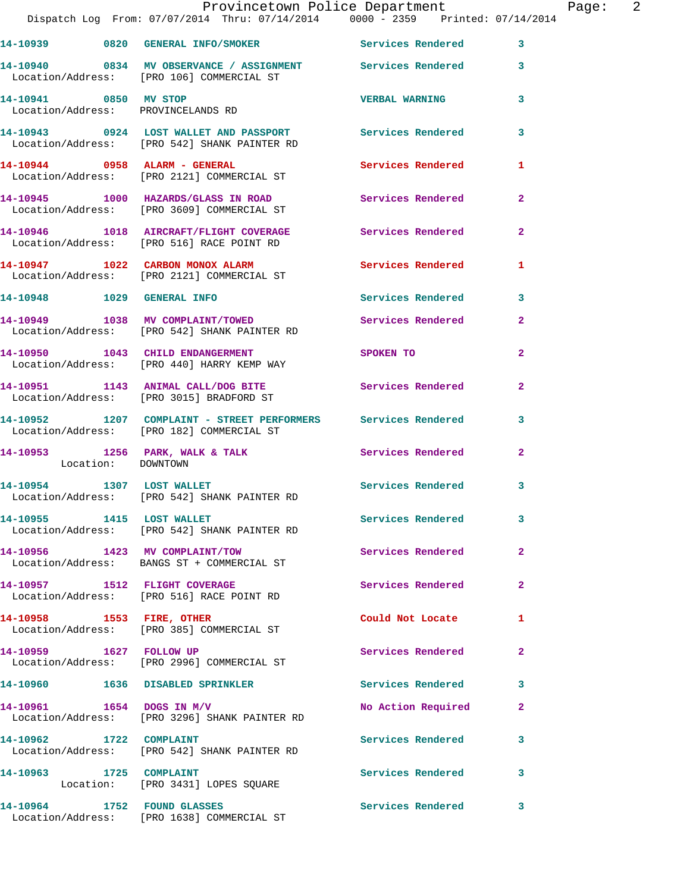14-10939 0820 GENERAL INFO/SMOKER Services Rendered 3

14-10940 0834 MV OBSERVANCE / ASSIGNMENT Services Rendered 3
Location/Address: [PRO 106] COMMERCIAL ST

14-10941 0850 MV STOP VERBAL WARNING 3
Location/Address: PROVINCELANDS RD

14-10943 0924 LOST WALLET AND PASSPORT Services Rendered 3
Location/Address: [PRO 542] SHANK PAINTER RD

14-10944 0958 ALARM - GENERAL Services Rendered 1
Location/Address: [PRO 2121] COMMERCIAL ST

14-10945 1000 HAZARDS/GLASS IN ROAD Services Rendered 2
Location/Address: [PRO 3609] COMMERCIAL ST

14-10946 1018 AIRCRAFT/FLIGHT COVERAGE Services Rendered 2
Location/Address: [PRO 516] RACE POINT RD

14-10947 1022 CARBON MONOX ALARM Services Rendered 1
Location/Address: [PRO 2121] COMMERCIAL ST

14-10948 1029 GENERAL INFO Services Rendered 3

14-10949 1038 MV COMPLAINT/TOWED Services Rendered 2
Location/Address: [PRO 542] SHANK PAINTER RD

14-10950 1043 CHILD ENDANGERMENT SPOKEN TO 2
Location/Address: [PRO 440] HARRY KEMP WAY

14-10951 1143 ANIMAL CALL/DOG BITE Services Rendered 2
Location/Address: [PRO 3015] BRADFORD ST

14-10952 1207 COMPLAINT - STREET PERFORMERS Services Rendered 3
Location/Address: [PRO 182] COMMERCIAL ST

14-10953 1256 PARK, WALK & TALK Services Rendered 2
Location: DOWNTOWN

14-10954 1307 LOST WALLET Services Rendered 3
Location/Address: [PRO 542] SHANK PAINTER RD

14-10955 1415 LOST WALLET Services Rendered 3
Location/Address: [PRO 542] SHANK PAINTER RD

14-10956 1423 MV COMPLAINT/TOW Services Rendered 2
Location/Address: BANGS ST + COMMERCIAL ST

14-10957 1512 FLIGHT COVERAGE Services Rendered 2
Location/Address: [PRO 516] RACE POINT RD

14-10958 1553 FIRE, OTHER Could Not Locate 1
Location/Address: [PRO 385] COMMERCIAL ST

14-10959 1627 FOLLOW UP Services Rendered 2
Location/Address: [PRO 2996] COMMERCIAL ST

14-10960 1636 DISABLED SPRINKLER Services Rendered 3

14-10961 1654 DOGS IN M/V No Action Required 2
Location/Address: [PRO 3296] SHANK PAINTER RD

14-10962 1722 COMPLAINT Services Rendered 3
Location/Address: [PRO 542] SHANK PAINTER RD

14-10963 1725 COMPLAINT Services Rendered 3
Location: [PRO 3431] LOPES SQUARE

14-10964 1752 FOUND GLASSES Services Rendered 3
Location/Address: [PRO 1638] COMMERCIAL ST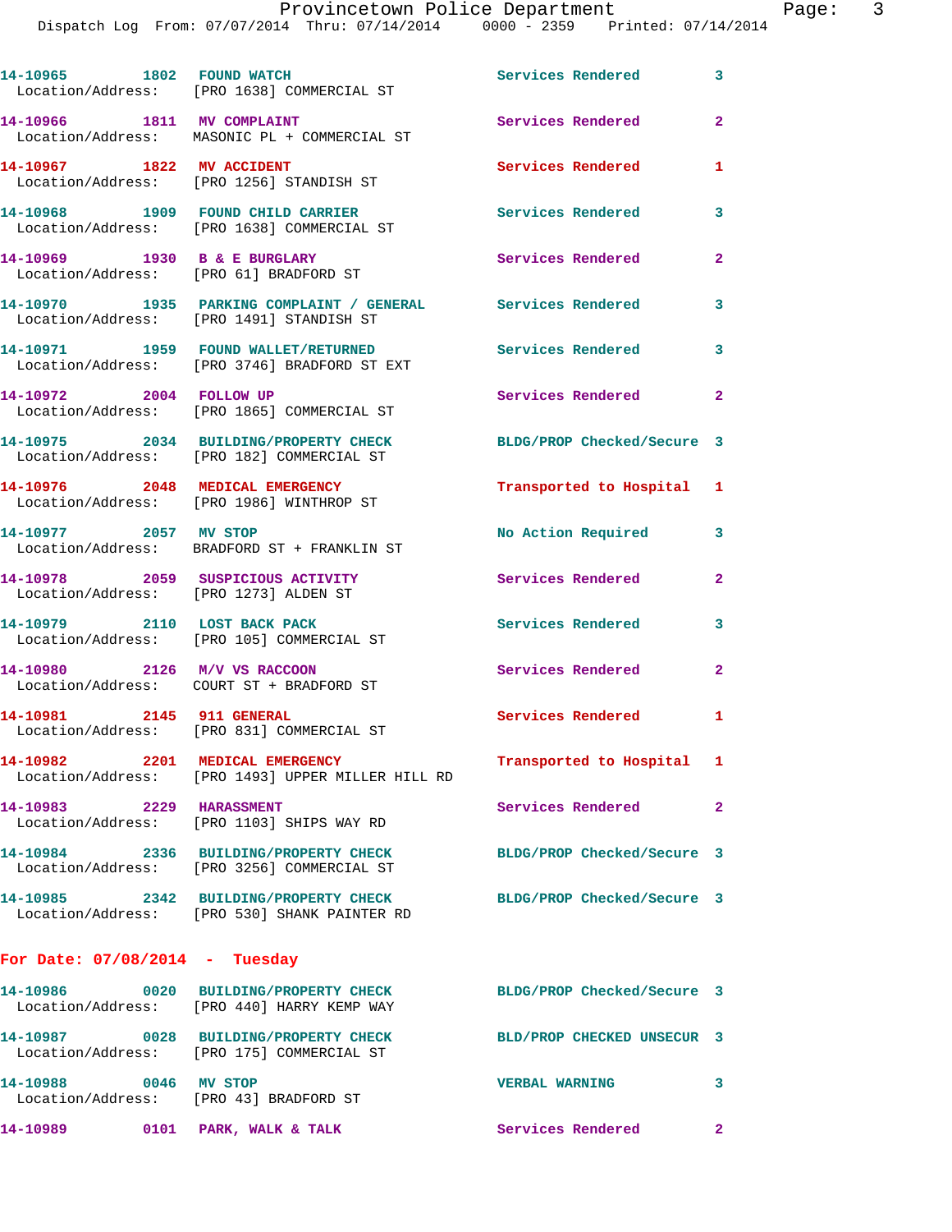| Call Number | Time | Call Reason | Action | Priority |
|---|---|---|---|---|
| 14-10965 | 1802 | FOUND WATCH | Services Rendered | 3 |
| Location/Address: | | [PRO 1638] COMMERCIAL ST | | |
| 14-10966 | 1811 | MV COMPLAINT | Services Rendered | 2 |
| Location/Address: | | MASONIC PL + COMMERCIAL ST | | |
| 14-10967 | 1822 | MV ACCIDENT | Services Rendered | 1 |
| Location/Address: | | [PRO 1256] STANDISH ST | | |
| 14-10968 | 1909 | FOUND CHILD CARRIER | Services Rendered | 3 |
| Location/Address: | | [PRO 1638] COMMERCIAL ST | | |
| 14-10969 | 1930 | B & E BURGLARY | Services Rendered | 2 |
| Location/Address: | | [PRO 61] BRADFORD ST | | |
| 14-10970 | 1935 | PARKING COMPLAINT / GENERAL | Services Rendered | 3 |
| Location/Address: | | [PRO 1491] STANDISH ST | | |
| 14-10971 | 1959 | FOUND WALLET/RETURNED | Services Rendered | 3 |
| Location/Address: | | [PRO 3746] BRADFORD ST EXT | | |
| 14-10972 | 2004 | FOLLOW UP | Services Rendered | 2 |
| Location/Address: | | [PRO 1865] COMMERCIAL ST | | |
| 14-10975 | 2034 | BUILDING/PROPERTY CHECK | BLDG/PROP Checked/Secure | 3 |
| Location/Address: | | [PRO 182] COMMERCIAL ST | | |
| 14-10976 | 2048 | MEDICAL EMERGENCY | Transported to Hospital | 1 |
| Location/Address: | | [PRO 1986] WINTHROP ST | | |
| 14-10977 | 2057 | MV STOP | No Action Required | 3 |
| Location/Address: | | BRADFORD ST + FRANKLIN ST | | |
| 14-10978 | 2059 | SUSPICIOUS ACTIVITY | Services Rendered | 2 |
| Location/Address: | | [PRO 1273] ALDEN ST | | |
| 14-10979 | 2110 | LOST BACK PACK | Services Rendered | 3 |
| Location/Address: | | [PRO 105] COMMERCIAL ST | | |
| 14-10980 | 2126 | M/V VS RACCOON | Services Rendered | 2 |
| Location/Address: | | COURT ST + BRADFORD ST | | |
| 14-10981 | 2145 | 911 GENERAL | Services Rendered | 1 |
| Location/Address: | | [PRO 831] COMMERCIAL ST | | |
| 14-10982 | 2201 | MEDICAL EMERGENCY | Transported to Hospital | 1 |
| Location/Address: | | [PRO 1493] UPPER MILLER HILL RD | | |
| 14-10983 | 2229 | HARASSMENT | Services Rendered | 2 |
| Location/Address: | | [PRO 1103] SHIPS WAY RD | | |
| 14-10984 | 2336 | BUILDING/PROPERTY CHECK | BLDG/PROP Checked/Secure | 3 |
| Location/Address: | | [PRO 3256] COMMERCIAL ST | | |
| 14-10985 | 2342 | BUILDING/PROPERTY CHECK | BLDG/PROP Checked/Secure | 3 |
| Location/Address: | | [PRO 530] SHANK PAINTER RD | | |

## For Date: 07/08/2014 - Tuesday

| Call Number | Time | Call Reason | Action | Priority |
|---|---|---|---|---|
| 14-10986 | 0020 | BUILDING/PROPERTY CHECK | BLDG/PROP Checked/Secure | 3 |
| Location/Address: | | [PRO 440] HARRY KEMP WAY | | |
| 14-10987 | 0028 | BUILDING/PROPERTY CHECK | BLD/PROP CHECKED UNSECUR | 3 |
| Location/Address: | | [PRO 175] COMMERCIAL ST | | |
| 14-10988 | 0046 | MV STOP | VERBAL WARNING | 3 |
| Location/Address: | | [PRO 43] BRADFORD ST | | |
| 14-10989 | 0101 | PARK, WALK & TALK | Services Rendered | 2 |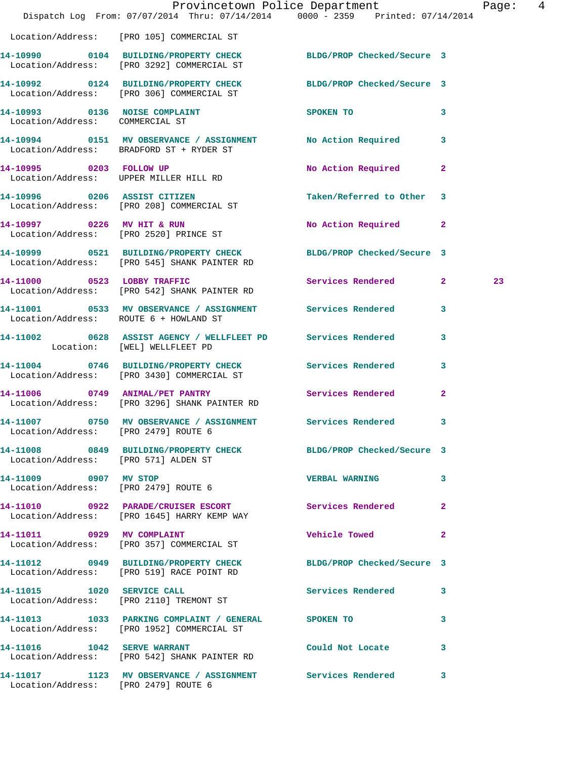Location/Address: [PRO 105] COMMERCIAL ST

| Call # | Time | Call Reason | Action | Priority | |
|---|---|---|---|---|---|
| 14-10990 | 0104 | BUILDING/PROPERTY CHECK | BLDG/PROP Checked/Secure | 3 | |
| Location/Address: | | [PRO 3292] COMMERCIAL ST | | | |
| 14-10992 | 0124 | BUILDING/PROPERTY CHECK | BLDG/PROP Checked/Secure | 3 | |
| Location/Address: | | [PRO 306] COMMERCIAL ST | | | |
| 14-10993 | 0136 | NOISE COMPLAINT | SPOKEN TO | 3 | |
| Location/Address: | | COMMERCIAL ST | | | |
| 14-10994 | 0151 | MV OBSERVANCE / ASSIGNMENT | No Action Required | 3 | |
| Location/Address: | | BRADFORD ST + RYDER ST | | | |
| 14-10995 | 0203 | FOLLOW UP | No Action Required | 2 | |
| Location/Address: | | UPPER MILLER HILL RD | | | |
| 14-10996 | 0206 | ASSIST CITIZEN | Taken/Referred to Other | 3 | |
| Location/Address: | | [PRO 208] COMMERCIAL ST | | | |
| 14-10997 | 0226 | MV HIT & RUN | No Action Required | 2 | |
| Location/Address: | | [PRO 2520] PRINCE ST | | | |
| 14-10999 | 0521 | BUILDING/PROPERTY CHECK | BLDG/PROP Checked/Secure | 3 | |
| Location/Address: | | [PRO 545] SHANK PAINTER RD | | | |
| 14-11000 | 0523 | LOBBY TRAFFIC | Services Rendered | 2 | 23 |
| Location/Address: | | [PRO 542] SHANK PAINTER RD | | | |
| 14-11001 | 0533 | MV OBSERVANCE / ASSIGNMENT | Services Rendered | 3 | |
| Location/Address: | | ROUTE 6 + HOWLAND ST | | | |
| 14-11002 | 0628 | ASSIST AGENCY / WELLFLEET PD | Services Rendered | 3 | |
| Location: | | [WEL] WELLFLEET PD | | | |
| 14-11004 | 0746 | BUILDING/PROPERTY CHECK | Services Rendered | 3 | |
| Location/Address: | | [PRO 3430] COMMERCIAL ST | | | |
| 14-11006 | 0749 | ANIMAL/PET PANTRY | Services Rendered | 2 | |
| Location/Address: | | [PRO 3296] SHANK PAINTER RD | | | |
| 14-11007 | 0750 | MV OBSERVANCE / ASSIGNMENT | Services Rendered | 3 | |
| Location/Address: | | [PRO 2479] ROUTE 6 | | | |
| 14-11008 | 0849 | BUILDING/PROPERTY CHECK | BLDG/PROP Checked/Secure | 3 | |
| Location/Address: | | [PRO 571] ALDEN ST | | | |
| 14-11009 | 0907 | MV STOP | VERBAL WARNING | 3 | |
| Location/Address: | | [PRO 2479] ROUTE 6 | | | |
| 14-11010 | 0922 | PARADE/CRUISER ESCORT | Services Rendered | 2 | |
| Location/Address: | | [PRO 1645] HARRY KEMP WAY | | | |
| 14-11011 | 0929 | MV COMPLAINT | Vehicle Towed | 2 | |
| Location/Address: | | [PRO 357] COMMERCIAL ST | | | |
| 14-11012 | 0949 | BUILDING/PROPERTY CHECK | BLDG/PROP Checked/Secure | 3 | |
| Location/Address: | | [PRO 519] RACE POINT RD | | | |
| 14-11015 | 1020 | SERVICE CALL | Services Rendered | 3 | |
| Location/Address: | | [PRO 2110] TREMONT ST | | | |
| 14-11013 | 1033 | PARKING COMPLAINT / GENERAL | SPOKEN TO | 3 | |
| Location/Address: | | [PRO 1952] COMMERCIAL ST | | | |
| 14-11016 | 1042 | SERVE WARRANT | Could Not Locate | 3 | |
| Location/Address: | | [PRO 542] SHANK PAINTER RD | | | |
| 14-11017 | 1123 | MV OBSERVANCE / ASSIGNMENT | Services Rendered | 3 | |
| Location/Address: | | [PRO 2479] ROUTE 6 | | | |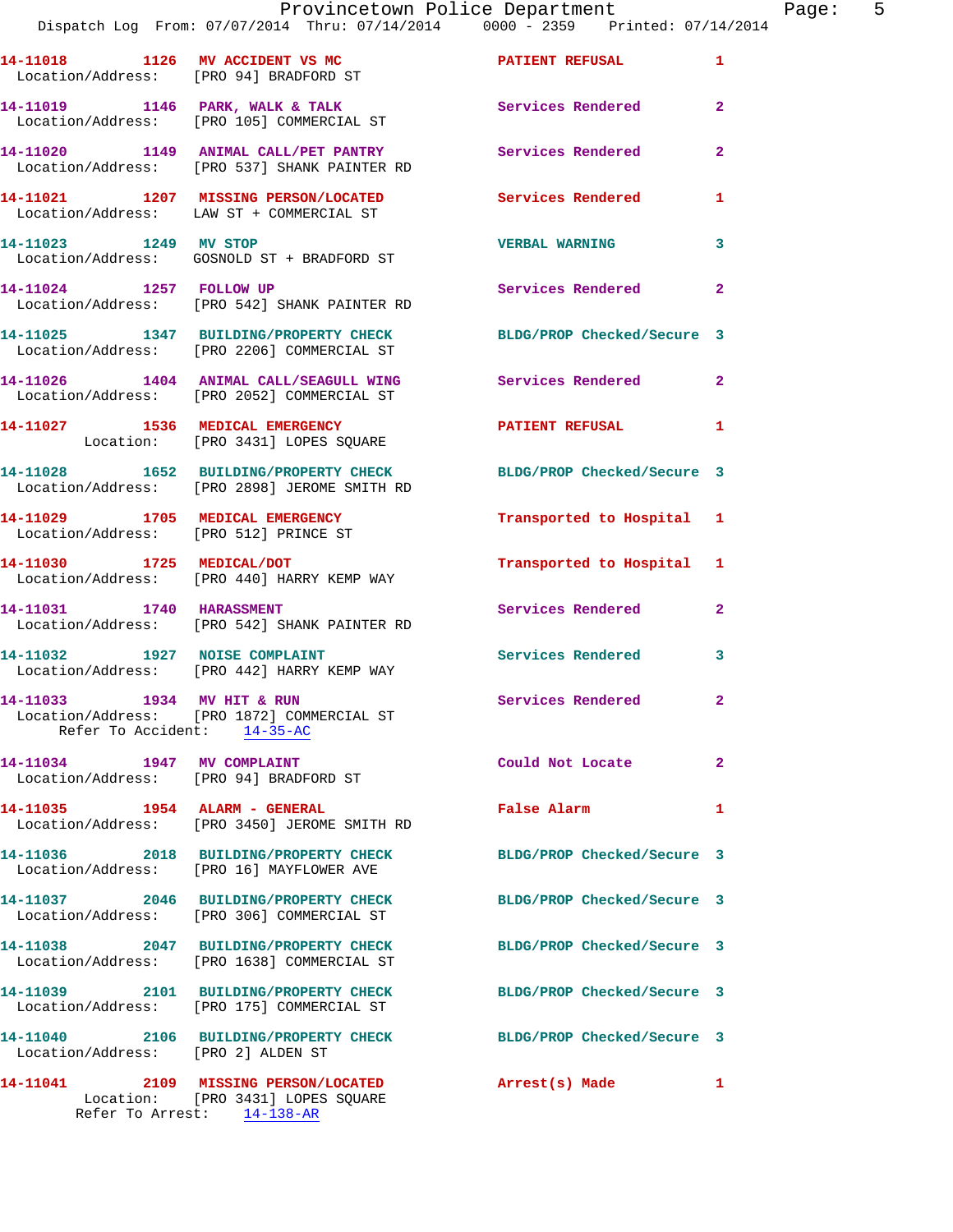14-11018 1126 MV ACCIDENT VS MC PATIENT REFUSAL 1
Location/Address: [PRO 94] BRADFORD ST

14-11019 1146 PARK, WALK & TALK Services Rendered 2
Location/Address: [PRO 105] COMMERCIAL ST

14-11020 1149 ANIMAL CALL/PET PANTRY Services Rendered 2
Location/Address: [PRO 537] SHANK PAINTER RD

14-11021 1207 MISSING PERSON/LOCATED Services Rendered 1
Location/Address: LAW ST + COMMERCIAL ST

14-11023 1249 MV STOP VERBAL WARNING 3
Location/Address: GOSNOLD ST + BRADFORD ST

14-11024 1257 FOLLOW UP Services Rendered 2
Location/Address: [PRO 542] SHANK PAINTER RD

14-11025 1347 BUILDING/PROPERTY CHECK BLDG/PROP Checked/Secure 3
Location/Address: [PRO 2206] COMMERCIAL ST

14-11026 1404 ANIMAL CALL/SEAGULL WING Services Rendered 2
Location/Address: [PRO 2052] COMMERCIAL ST

14-11027 1536 MEDICAL EMERGENCY PATIENT REFUSAL 1
Location: [PRO 3431] LOPES SQUARE

14-11028 1652 BUILDING/PROPERTY CHECK BLDG/PROP Checked/Secure 3
Location/Address: [PRO 2898] JEROME SMITH RD

14-11029 1705 MEDICAL EMERGENCY Transported to Hospital 1
Location/Address: [PRO 512] PRINCE ST

14-11030 1725 MEDICAL/DOT Transported to Hospital 1
Location/Address: [PRO 440] HARRY KEMP WAY

14-11031 1740 HARASSMENT Services Rendered 2
Location/Address: [PRO 542] SHANK PAINTER RD

14-11032 1927 NOISE COMPLAINT Services Rendered 3
Location/Address: [PRO 442] HARRY KEMP WAY

14-11033 1934 MV HIT & RUN Services Rendered 2
Location/Address: [PRO 1872] COMMERCIAL ST
Refer To Accident: 14-35-AC

14-11034 1947 MV COMPLAINT Could Not Locate 2
Location/Address: [PRO 94] BRADFORD ST

14-11035 1954 ALARM - GENERAL False Alarm 1
Location/Address: [PRO 3450] JEROME SMITH RD

14-11036 2018 BUILDING/PROPERTY CHECK BLDG/PROP Checked/Secure 3
Location/Address: [PRO 16] MAYFLOWER AVE

14-11037 2046 BUILDING/PROPERTY CHECK BLDG/PROP Checked/Secure 3
Location/Address: [PRO 306] COMMERCIAL ST

14-11038 2047 BUILDING/PROPERTY CHECK BLDG/PROP Checked/Secure 3
Location/Address: [PRO 1638] COMMERCIAL ST

14-11039 2101 BUILDING/PROPERTY CHECK BLDG/PROP Checked/Secure 3
Location/Address: [PRO 175] COMMERCIAL ST

14-11040 2106 BUILDING/PROPERTY CHECK BLDG/PROP Checked/Secure 3
Location/Address: [PRO 2] ALDEN ST

14-11041 2109 MISSING PERSON/LOCATED Arrest(s) Made 1
Location: [PRO 3431] LOPES SQUARE
Refer To Arrest: 14-138-AR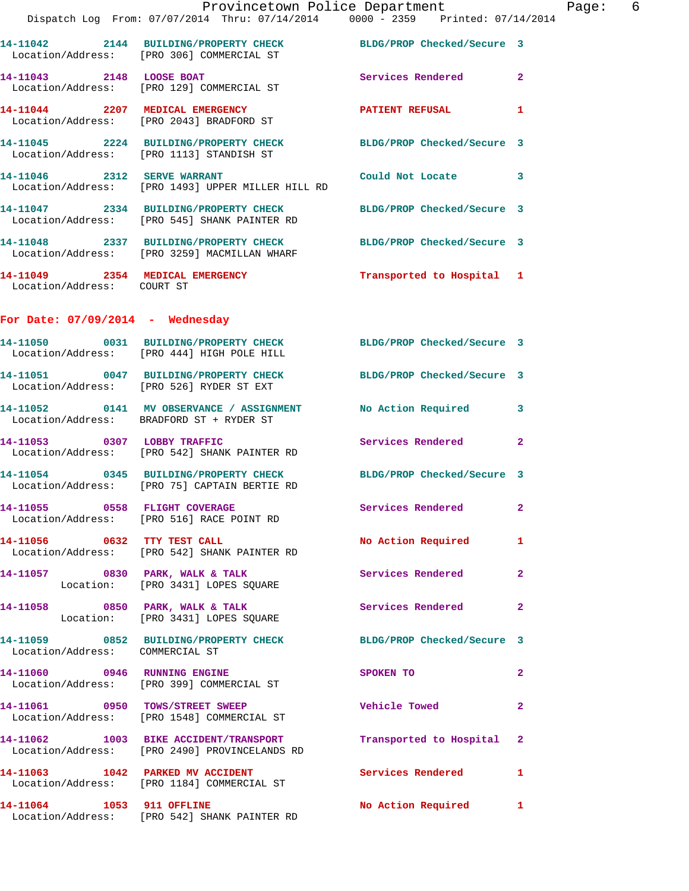14-11042 2144 BUILDING/PROPERTY CHECK BLDG/PROP Checked/Secure 3
Location/Address: [PRO 306] COMMERCIAL ST

14-11043 2148 LOOSE BOAT Services Rendered 2
Location/Address: [PRO 129] COMMERCIAL ST

14-11044 2207 MEDICAL EMERGENCY PATIENT REFUSAL 1
Location/Address: [PRO 2043] BRADFORD ST

14-11045 2224 BUILDING/PROPERTY CHECK BLDG/PROP Checked/Secure 3
Location/Address: [PRO 1113] STANDISH ST

14-11046 2312 SERVE WARRANT Could Not Locate 3
Location/Address: [PRO 1493] UPPER MILLER HILL RD

14-11047 2334 BUILDING/PROPERTY CHECK BLDG/PROP Checked/Secure 3
Location/Address: [PRO 545] SHANK PAINTER RD

14-11048 2337 BUILDING/PROPERTY CHECK BLDG/PROP Checked/Secure 3
Location/Address: [PRO 3259] MACMILLAN WHARF

14-11049 2354 MEDICAL EMERGENCY Transported to Hospital 1
Location/Address: COURT ST

**For Date: 07/09/2014 - Wednesday**

14-11050 0031 BUILDING/PROPERTY CHECK BLDG/PROP Checked/Secure 3
Location/Address: [PRO 444] HIGH POLE HILL

14-11051 0047 BUILDING/PROPERTY CHECK BLDG/PROP Checked/Secure 3
Location/Address: [PRO 526] RYDER ST EXT

14-11052 0141 MV OBSERVANCE / ASSIGNMENT No Action Required 3
Location/Address: BRADFORD ST + RYDER ST

14-11053 0307 LOBBY TRAFFIC Services Rendered 2
Location/Address: [PRO 542] SHANK PAINTER RD

14-11054 0345 BUILDING/PROPERTY CHECK BLDG/PROP Checked/Secure 3
Location/Address: [PRO 75] CAPTAIN BERTIE RD

14-11055 0558 FLIGHT COVERAGE Services Rendered 2
Location/Address: [PRO 516] RACE POINT RD

14-11056 0632 TTY TEST CALL No Action Required 1
Location/Address: [PRO 542] SHANK PAINTER RD

14-11057 0830 PARK, WALK & TALK Services Rendered 2
Location: [PRO 3431] LOPES SQUARE

14-11058 0850 PARK, WALK & TALK Services Rendered 2
Location: [PRO 3431] LOPES SQUARE

14-11059 0852 BUILDING/PROPERTY CHECK BLDG/PROP Checked/Secure 3
Location/Address: COMMERCIAL ST

14-11060 0946 RUNNING ENGINE SPOKEN TO 2
Location/Address: [PRO 399] COMMERCIAL ST

14-11061 0950 TOWS/STREET SWEEP Vehicle Towed 2
Location/Address: [PRO 1548] COMMERCIAL ST

14-11062 1003 BIKE ACCIDENT/TRANSPORT Transported to Hospital 2
Location/Address: [PRO 2490] PROVINCELANDS RD

14-11063 1042 PARKED MV ACCIDENT Services Rendered 1
Location/Address: [PRO 1184] COMMERCIAL ST

14-11064 1053 911 OFFLINE No Action Required 1
Location/Address: [PRO 542] SHANK PAINTER RD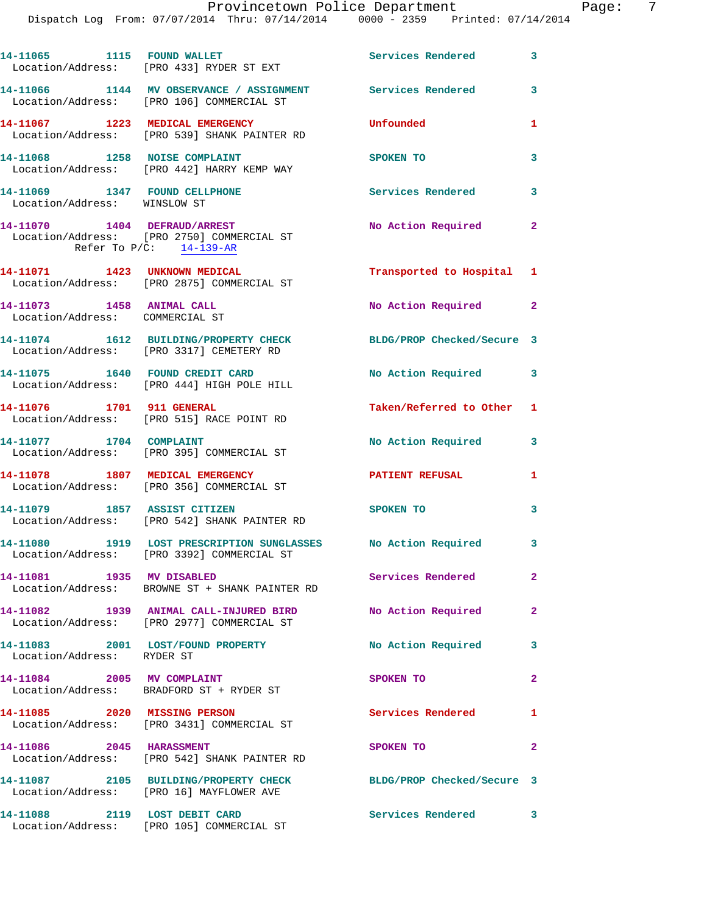14-11065 1115 FOUND WALLET Services Rendered 3
Location/Address: [PRO 433] RYDER ST EXT

14-11066 1144 MV OBSERVANCE / ASSIGNMENT Services Rendered 3
Location/Address: [PRO 106] COMMERCIAL ST

14-11067 1223 MEDICAL EMERGENCY Unfounded 1
Location/Address: [PRO 539] SHANK PAINTER RD

14-11068 1258 NOISE COMPLAINT SPOKEN TO 3
Location/Address: [PRO 442] HARRY KEMP WAY

14-11069 1347 FOUND CELLPHONE Services Rendered 3
Location/Address: WINSLOW ST

14-11070 1404 DEFRAUD/ARREST No Action Required 2
Location/Address: [PRO 2750] COMMERCIAL ST
Refer To P/C: 14-139-AR

14-11071 1423 UNKNOWN MEDICAL Transported to Hospital 1
Location/Address: [PRO 2875] COMMERCIAL ST

14-11073 1458 ANIMAL CALL No Action Required 2
Location/Address: COMMERCIAL ST

14-11074 1612 BUILDING/PROPERTY CHECK BLDG/PROP Checked/Secure 3
Location/Address: [PRO 3317] CEMETERY RD

14-11075 1640 FOUND CREDIT CARD No Action Required 3
Location/Address: [PRO 444] HIGH POLE HILL

14-11076 1701 911 GENERAL Taken/Referred to Other 1
Location/Address: [PRO 515] RACE POINT RD

14-11077 1704 COMPLAINT No Action Required 3
Location/Address: [PRO 395] COMMERCIAL ST

14-11078 1807 MEDICAL EMERGENCY PATIENT REFUSAL 1
Location/Address: [PRO 356] COMMERCIAL ST

14-11079 1857 ASSIST CITIZEN SPOKEN TO 3
Location/Address: [PRO 542] SHANK PAINTER RD

14-11080 1919 LOST PRESCRIPTION SUNGLASSES No Action Required 3
Location/Address: [PRO 3392] COMMERCIAL ST

14-11081 1935 MV DISABLED Services Rendered 2
Location/Address: BROWNE ST + SHANK PAINTER RD

14-11082 1939 ANIMAL CALL-INJURED BIRD No Action Required 2
Location/Address: [PRO 2977] COMMERCIAL ST

14-11083 2001 LOST/FOUND PROPERTY No Action Required 3
Location/Address: RYDER ST

14-11084 2005 MV COMPLAINT SPOKEN TO 2
Location/Address: BRADFORD ST + RYDER ST

14-11085 2020 MISSING PERSON Services Rendered 1
Location/Address: [PRO 3431] COMMERCIAL ST

14-11086 2045 HARASSMENT SPOKEN TO 2
Location/Address: [PRO 542] SHANK PAINTER RD

14-11087 2105 BUILDING/PROPERTY CHECK BLDG/PROP Checked/Secure 3
Location/Address: [PRO 16] MAYFLOWER AVE

14-11088 2119 LOST DEBIT CARD Services Rendered 3
Location/Address: [PRO 105] COMMERCIAL ST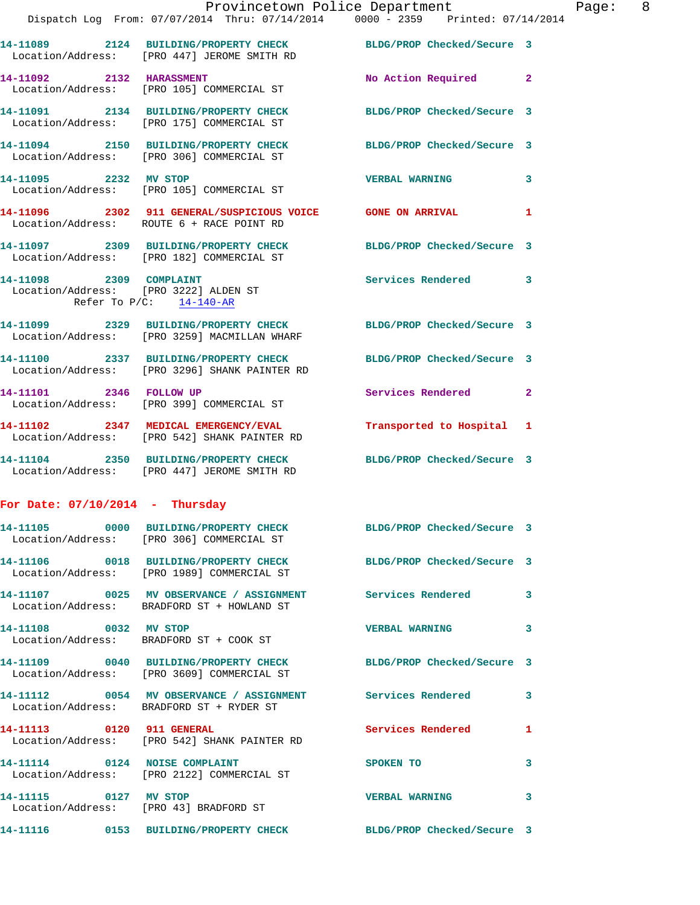14-11089 2124 BUILDING/PROPERTY CHECK BLDG/PROP Checked/Secure 3
Location/Address: [PRO 447] JEROME SMITH RD

14-11092 2132 HARASSMENT No Action Required 2
Location/Address: [PRO 105] COMMERCIAL ST

14-11091 2134 BUILDING/PROPERTY CHECK BLDG/PROP Checked/Secure 3
Location/Address: [PRO 175] COMMERCIAL ST

14-11094 2150 BUILDING/PROPERTY CHECK BLDG/PROP Checked/Secure 3
Location/Address: [PRO 306] COMMERCIAL ST

14-11095 2232 MV STOP VERBAL WARNING 3
Location/Address: [PRO 105] COMMERCIAL ST

14-11096 2302 911 GENERAL/SUSPICIOUS VOICE GONE ON ARRIVAL 1
Location/Address: ROUTE 6 + RACE POINT RD

14-11097 2309 BUILDING/PROPERTY CHECK BLDG/PROP Checked/Secure 3
Location/Address: [PRO 182] COMMERCIAL ST

14-11098 2309 COMPLAINT Services Rendered 3
Location/Address: [PRO 3222] ALDEN ST
Refer To P/C: 14-140-AR

14-11099 2329 BUILDING/PROPERTY CHECK BLDG/PROP Checked/Secure 3
Location/Address: [PRO 3259] MACMILLAN WHARF

14-11100 2337 BUILDING/PROPERTY CHECK BLDG/PROP Checked/Secure 3
Location/Address: [PRO 3296] SHANK PAINTER RD

14-11101 2346 FOLLOW UP Services Rendered 2
Location/Address: [PRO 399] COMMERCIAL ST

14-11102 2347 MEDICAL EMERGENCY/EVAL Transported to Hospital 1
Location/Address: [PRO 542] SHANK PAINTER RD

14-11104 2350 BUILDING/PROPERTY CHECK BLDG/PROP Checked/Secure 3
Location/Address: [PRO 447] JEROME SMITH RD

## For Date: 07/10/2014 - Thursday

14-11105 0000 BUILDING/PROPERTY CHECK BLDG/PROP Checked/Secure 3
Location/Address: [PRO 306] COMMERCIAL ST

14-11106 0018 BUILDING/PROPERTY CHECK BLDG/PROP Checked/Secure 3
Location/Address: [PRO 1989] COMMERCIAL ST

14-11107 0025 MV OBSERVANCE / ASSIGNMENT Services Rendered 3
Location/Address: BRADFORD ST + HOWLAND ST

14-11108 0032 MV STOP VERBAL WARNING 3
Location/Address: BRADFORD ST + COOK ST

14-11109 0040 BUILDING/PROPERTY CHECK BLDG/PROP Checked/Secure 3
Location/Address: [PRO 3609] COMMERCIAL ST

14-11112 0054 MV OBSERVANCE / ASSIGNMENT Services Rendered 3
Location/Address: BRADFORD ST + RYDER ST

14-11113 0120 911 GENERAL Services Rendered 1
Location/Address: [PRO 542] SHANK PAINTER RD

14-11114 0124 NOISE COMPLAINT SPOKEN TO 3
Location/Address: [PRO 2122] COMMERCIAL ST

14-11115 0127 MV STOP VERBAL WARNING 3
Location/Address: [PRO 43] BRADFORD ST

14-11116 0153 BUILDING/PROPERTY CHECK BLDG/PROP Checked/Secure 3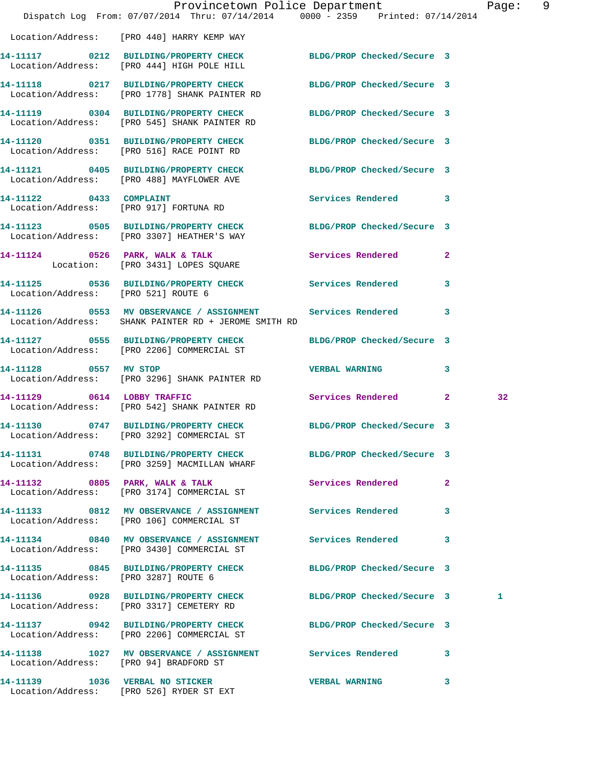Location/Address: [PRO 440] HARRY KEMP WAY

**14-11117** 0212 BUILDING/PROPERTY CHECK BLDG/PROP Checked/Secure 3
Location/Address: [PRO 444] HIGH POLE HILL

**14-11118** 0217 BUILDING/PROPERTY CHECK BLDG/PROP Checked/Secure 3
Location/Address: [PRO 1778] SHANK PAINTER RD

**14-11119** 0304 BUILDING/PROPERTY CHECK BLDG/PROP Checked/Secure 3
Location/Address: [PRO 545] SHANK PAINTER RD

**14-11120** 0351 BUILDING/PROPERTY CHECK BLDG/PROP Checked/Secure 3
Location/Address: [PRO 516] RACE POINT RD

**14-11121** 0405 BUILDING/PROPERTY CHECK BLDG/PROP Checked/Secure 3
Location/Address: [PRO 488] MAYFLOWER AVE

**14-11122** 0433 COMPLAINT Services Rendered 3
Location/Address: [PRO 917] FORTUNA RD

**14-11123** 0505 BUILDING/PROPERTY CHECK BLDG/PROP Checked/Secure 3
Location/Address: [PRO 3307] HEATHER'S WAY

**14-11124** 0526 PARK, WALK & TALK Services Rendered 2
Location: [PRO 3431] LOPES SQUARE

**14-11125** 0536 BUILDING/PROPERTY CHECK Services Rendered 3
Location/Address: [PRO 521] ROUTE 6

**14-11126** 0553 MV OBSERVANCE / ASSIGNMENT Services Rendered 3
Location/Address: SHANK PAINTER RD + JEROME SMITH RD

**14-11127** 0555 BUILDING/PROPERTY CHECK BLDG/PROP Checked/Secure 3
Location/Address: [PRO 2206] COMMERCIAL ST

**14-11128** 0557 MV STOP VERBAL WARNING 3
Location/Address: [PRO 3296] SHANK PAINTER RD

**14-11129** 0614 LOBBY TRAFFIC Services Rendered 2 32
Location/Address: [PRO 542] SHANK PAINTER RD

**14-11130** 0747 BUILDING/PROPERTY CHECK BLDG/PROP Checked/Secure 3
Location/Address: [PRO 3292] COMMERCIAL ST

**14-11131** 0748 BUILDING/PROPERTY CHECK BLDG/PROP Checked/Secure 3
Location/Address: [PRO 3259] MACMILLAN WHARF

**14-11132** 0805 PARK, WALK & TALK Services Rendered 2
Location/Address: [PRO 3174] COMMERCIAL ST

**14-11133** 0812 MV OBSERVANCE / ASSIGNMENT Services Rendered 3
Location/Address: [PRO 106] COMMERCIAL ST

**14-11134** 0840 MV OBSERVANCE / ASSIGNMENT Services Rendered 3
Location/Address: [PRO 3430] COMMERCIAL ST

**14-11135** 0845 BUILDING/PROPERTY CHECK BLDG/PROP Checked/Secure 3
Location/Address: [PRO 3287] ROUTE 6

**14-11136** 0928 BUILDING/PROPERTY CHECK BLDG/PROP Checked/Secure 3 1
Location/Address: [PRO 3317] CEMETERY RD

**14-11137** 0942 BUILDING/PROPERTY CHECK BLDG/PROP Checked/Secure 3
Location/Address: [PRO 2206] COMMERCIAL ST

**14-11138** 1027 MV OBSERVANCE / ASSIGNMENT Services Rendered 3
Location/Address: [PRO 94] BRADFORD ST

**14-11139** 1036 VERBAL NO STICKER VERBAL WARNING 3
Location/Address: [PRO 526] RYDER ST EXT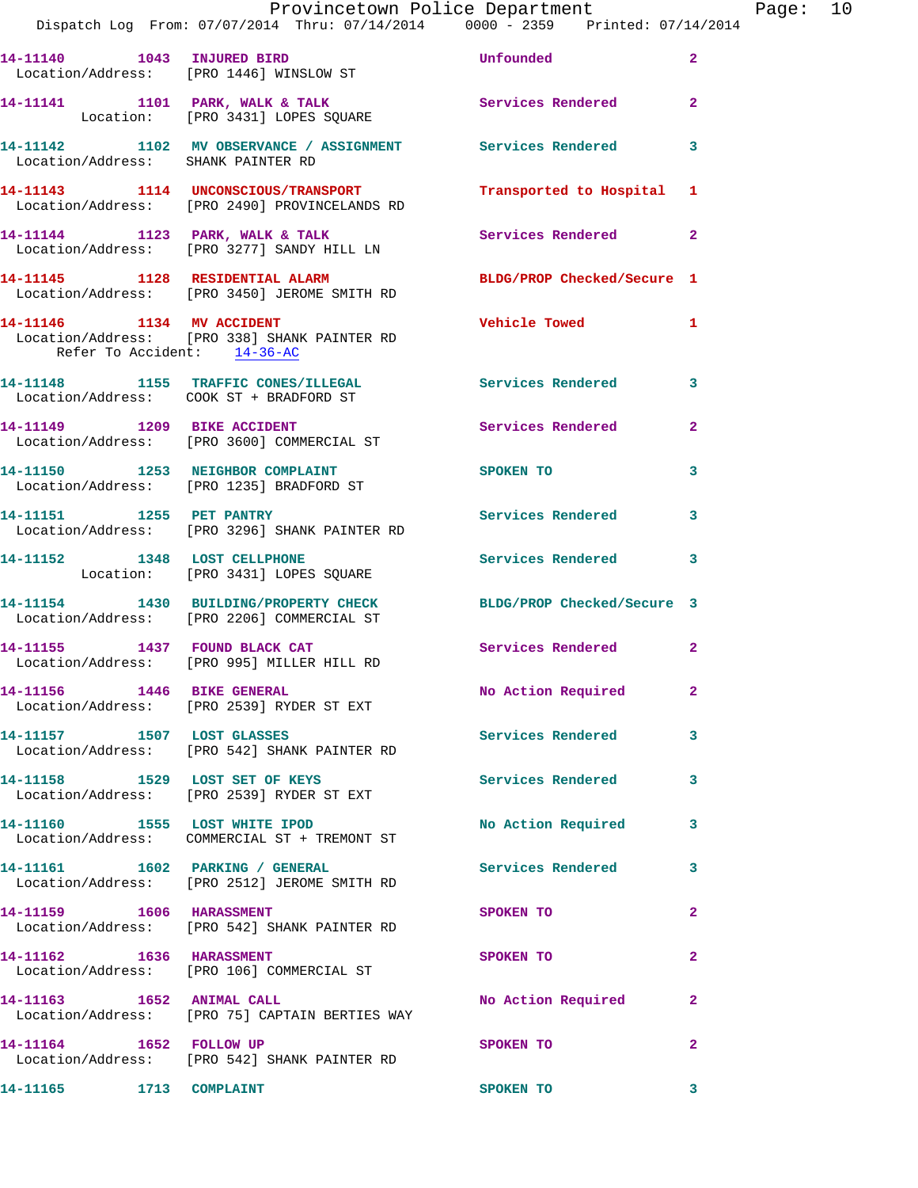14-11140 1043 INJURED BIRD Unfounded 2
Location/Address: [PRO 1446] WINSLOW ST

14-11141 1101 PARK, WALK & TALK Services Rendered 2
Location: [PRO 3431] LOPES SQUARE

14-11142 1102 MV OBSERVANCE / ASSIGNMENT Services Rendered 3
Location/Address: SHANK PAINTER RD

14-11143 1114 UNCONSCIOUS/TRANSPORT Transported to Hospital 1
Location/Address: [PRO 2490] PROVINCELANDS RD

14-11144 1123 PARK, WALK & TALK Services Rendered 2
Location/Address: [PRO 3277] SANDY HILL LN

14-11145 1128 RESIDENTIAL ALARM BLDG/PROP Checked/Secure 1
Location/Address: [PRO 3450] JEROME SMITH RD

14-11146 1134 MV ACCIDENT Vehicle Towed 1
Location/Address: [PRO 338] SHANK PAINTER RD
Refer To Accident: 14-36-AC

14-11148 1155 TRAFFIC CONES/ILLEGAL Services Rendered 3
Location/Address: COOK ST + BRADFORD ST

14-11149 1209 BIKE ACCIDENT Services Rendered 2
Location/Address: [PRO 3600] COMMERCIAL ST

14-11150 1253 NEIGHBOR COMPLAINT SPOKEN TO 3
Location/Address: [PRO 1235] BRADFORD ST

14-11151 1255 PET PANTRY Services Rendered 3
Location/Address: [PRO 3296] SHANK PAINTER RD

14-11152 1348 LOST CELLPHONE Services Rendered 3
Location: [PRO 3431] LOPES SQUARE

14-11154 1430 BUILDING/PROPERTY CHECK BLDG/PROP Checked/Secure 3
Location/Address: [PRO 2206] COMMERCIAL ST

14-11155 1437 FOUND BLACK CAT Services Rendered 2
Location/Address: [PRO 995] MILLER HILL RD

14-11156 1446 BIKE GENERAL No Action Required 2
Location/Address: [PRO 2539] RYDER ST EXT

14-11157 1507 LOST GLASSES Services Rendered 3
Location/Address: [PRO 542] SHANK PAINTER RD

14-11158 1529 LOST SET OF KEYS Services Rendered 3
Location/Address: [PRO 2539] RYDER ST EXT

14-11160 1555 LOST WHITE IPOD No Action Required 3
Location/Address: COMMERCIAL ST + TREMONT ST

14-11161 1602 PARKING / GENERAL Services Rendered 3
Location/Address: [PRO 2512] JEROME SMITH RD

14-11159 1606 HARASSMENT SPOKEN TO 2
Location/Address: [PRO 542] SHANK PAINTER RD

14-11162 1636 HARASSMENT SPOKEN TO 2
Location/Address: [PRO 106] COMMERCIAL ST

14-11163 1652 ANIMAL CALL No Action Required 2
Location/Address: [PRO 75] CAPTAIN BERTIES WAY

14-11164 1652 FOLLOW UP SPOKEN TO 2
Location/Address: [PRO 542] SHANK PAINTER RD

14-11165 1713 COMPLAINT SPOKEN TO 3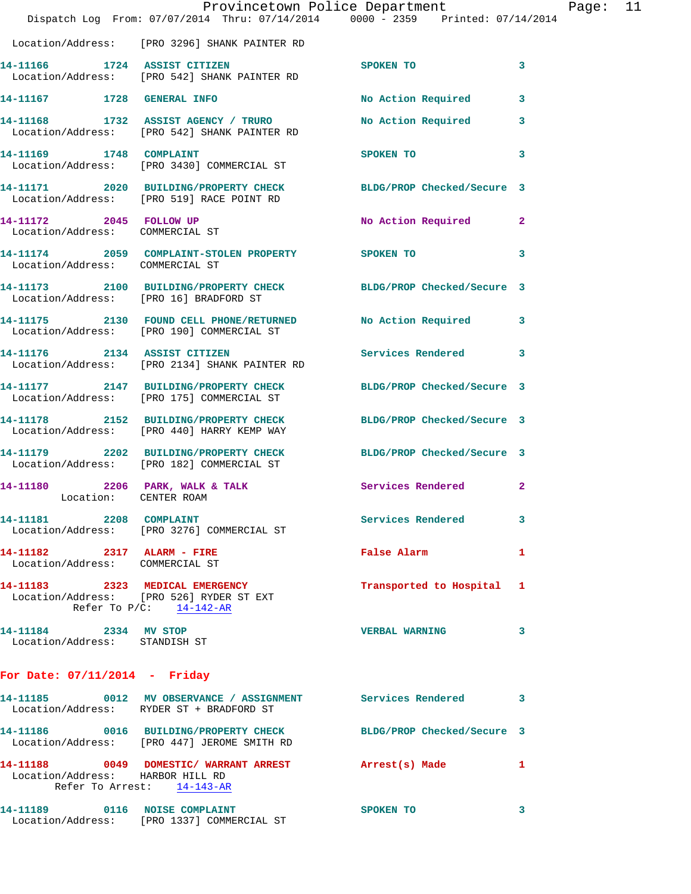Location/Address: [PRO 3296] SHANK PAINTER RD

**14-11166 1724 ASSIST CITIZEN** SPOKEN TO 3
Location/Address: [PRO 542] SHANK PAINTER RD

**14-11167 1728 GENERAL INFO** No Action Required 3

**14-11168 1732 ASSIST AGENCY / TRURO** No Action Required 3
Location/Address: [PRO 542] SHANK PAINTER RD

**14-11169 1748 COMPLAINT** SPOKEN TO 3
Location/Address: [PRO 3430] COMMERCIAL ST

**14-11171 2020 BUILDING/PROPERTY CHECK** BLDG/PROP Checked/Secure 3
Location/Address: [PRO 519] RACE POINT RD

**14-11172 2045 FOLLOW UP** No Action Required 2
Location/Address: COMMERCIAL ST

**14-11174 2059 COMPLAINT-STOLEN PROPERTY** SPOKEN TO 3
Location/Address: COMMERCIAL ST

**14-11173 2100 BUILDING/PROPERTY CHECK** BLDG/PROP Checked/Secure 3
Location/Address: [PRO 16] BRADFORD ST

**14-11175 2130 FOUND CELL PHONE/RETURNED** No Action Required 3
Location/Address: [PRO 190] COMMERCIAL ST

**14-11176 2134 ASSIST CITIZEN** Services Rendered 3
Location/Address: [PRO 2134] SHANK PAINTER RD

**14-11177 2147 BUILDING/PROPERTY CHECK** BLDG/PROP Checked/Secure 3
Location/Address: [PRO 175] COMMERCIAL ST

**14-11178 2152 BUILDING/PROPERTY CHECK** BLDG/PROP Checked/Secure 3
Location/Address: [PRO 440] HARRY KEMP WAY

**14-11179 2202 BUILDING/PROPERTY CHECK** BLDG/PROP Checked/Secure 3
Location/Address: [PRO 182] COMMERCIAL ST

**14-11180 2206 PARK, WALK & TALK** Services Rendered 2
Location: CENTER ROAM

**14-11181 2208 COMPLAINT** Services Rendered 3
Location/Address: [PRO 3276] COMMERCIAL ST

**14-11182 2317 ALARM - FIRE** False Alarm 1
Location/Address: COMMERCIAL ST

**14-11183 2323 MEDICAL EMERGENCY** Transported to Hospital 1
Location/Address: [PRO 526] RYDER ST EXT
Refer To P/C: 14-142-AR

**14-11184 2334 MV STOP** VERBAL WARNING 3
Location/Address: STANDISH ST

## For Date: 07/11/2014 - Friday

**14-11185 0012 MV OBSERVANCE / ASSIGNMENT** Services Rendered 3
Location/Address: RYDER ST + BRADFORD ST

**14-11186 0016 BUILDING/PROPERTY CHECK** BLDG/PROP Checked/Secure 3
Location/Address: [PRO 447] JEROME SMITH RD

**14-11188 0049 DOMESTIC/ WARRANT ARREST** Arrest(s) Made 1
Location/Address: HARBOR HILL RD
Refer To Arrest: 14-143-AR

**14-11189 0116 NOISE COMPLAINT** SPOKEN TO 3
Location/Address: [PRO 1337] COMMERCIAL ST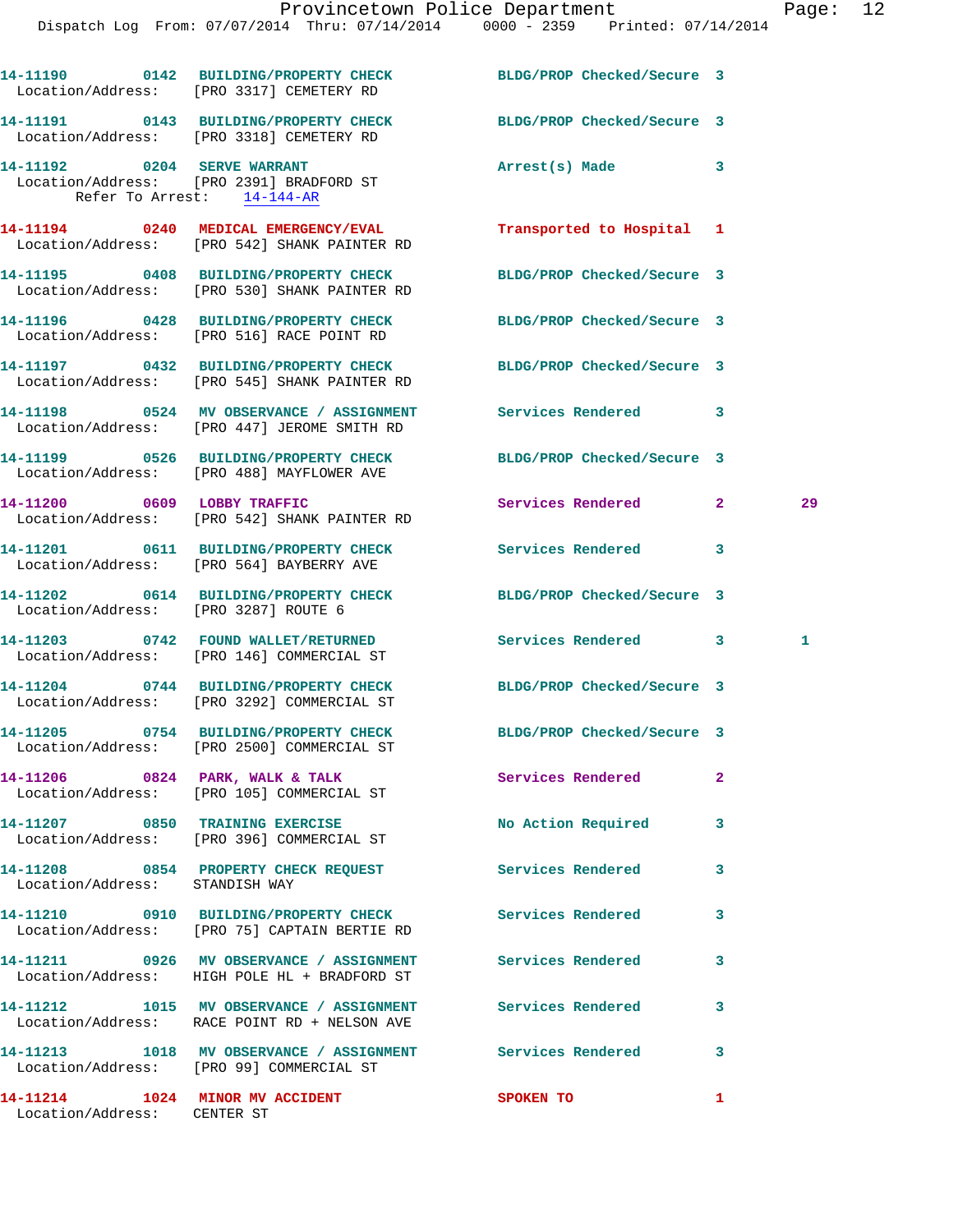14-11190 0142 BUILDING/PROPERTY CHECK BLDG/PROP Checked/Secure 3
Location/Address: [PRO 3317] CEMETERY RD

14-11191 0143 BUILDING/PROPERTY CHECK BLDG/PROP Checked/Secure 3
Location/Address: [PRO 3318] CEMETERY RD

14-11192 0204 SERVE WARRANT Arrest(s) Made 3
Location/Address: [PRO 2391] BRADFORD ST
Refer To Arrest: 14-144-AR

14-11194 0240 MEDICAL EMERGENCY/EVAL Transported to Hospital 1
Location/Address: [PRO 542] SHANK PAINTER RD

14-11195 0408 BUILDING/PROPERTY CHECK BLDG/PROP Checked/Secure 3
Location/Address: [PRO 530] SHANK PAINTER RD

14-11196 0428 BUILDING/PROPERTY CHECK BLDG/PROP Checked/Secure 3
Location/Address: [PRO 516] RACE POINT RD

14-11197 0432 BUILDING/PROPERTY CHECK BLDG/PROP Checked/Secure 3
Location/Address: [PRO 545] SHANK PAINTER RD

14-11198 0524 MV OBSERVANCE / ASSIGNMENT Services Rendered 3
Location/Address: [PRO 447] JEROME SMITH RD

14-11199 0526 BUILDING/PROPERTY CHECK BLDG/PROP Checked/Secure 3
Location/Address: [PRO 488] MAYFLOWER AVE

14-11200 0609 LOBBY TRAFFIC Services Rendered 2 29
Location/Address: [PRO 542] SHANK PAINTER RD

14-11201 0611 BUILDING/PROPERTY CHECK Services Rendered 3
Location/Address: [PRO 564] BAYBERRY AVE

14-11202 0614 BUILDING/PROPERTY CHECK BLDG/PROP Checked/Secure 3
Location/Address: [PRO 3287] ROUTE 6

14-11203 0742 FOUND WALLET/RETURNED Services Rendered 3 1
Location/Address: [PRO 146] COMMERCIAL ST

14-11204 0744 BUILDING/PROPERTY CHECK BLDG/PROP Checked/Secure 3
Location/Address: [PRO 3292] COMMERCIAL ST

14-11205 0754 BUILDING/PROPERTY CHECK BLDG/PROP Checked/Secure 3
Location/Address: [PRO 2500] COMMERCIAL ST

14-11206 0824 PARK, WALK & TALK Services Rendered 2
Location/Address: [PRO 105] COMMERCIAL ST

14-11207 0850 TRAINING EXERCISE No Action Required 3
Location/Address: [PRO 396] COMMERCIAL ST

14-11208 0854 PROPERTY CHECK REQUEST Services Rendered 3
Location/Address: STANDISH WAY

14-11210 0910 BUILDING/PROPERTY CHECK Services Rendered 3
Location/Address: [PRO 75] CAPTAIN BERTIE RD

14-11211 0926 MV OBSERVANCE / ASSIGNMENT Services Rendered 3
Location/Address: HIGH POLE HL + BRADFORD ST

14-11212 1015 MV OBSERVANCE / ASSIGNMENT Services Rendered 3
Location/Address: RACE POINT RD + NELSON AVE

14-11213 1018 MV OBSERVANCE / ASSIGNMENT Services Rendered 3
Location/Address: [PRO 99] COMMERCIAL ST

14-11214 1024 MINOR MV ACCIDENT SPOKEN TO 1
Location/Address: CENTER ST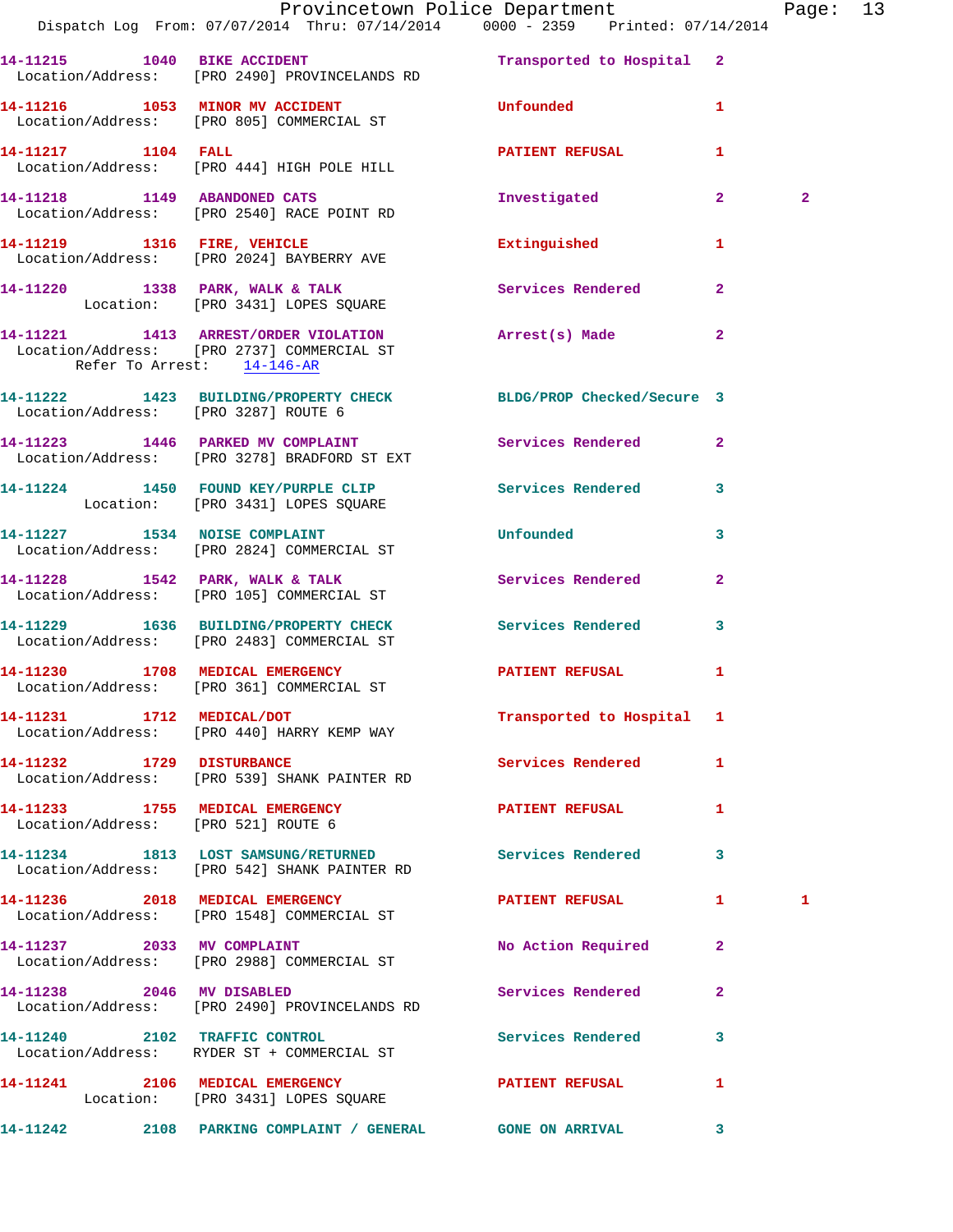14-11215 1040 BIKE ACCIDENT Transported to Hospital 2
Location/Address: [PRO 2490] PROVINCELANDS RD

14-11216 1053 MINOR MV ACCIDENT Unfounded 1
Location/Address: [PRO 805] COMMERCIAL ST

14-11217 1104 FALL PATIENT REFUSAL 1
Location/Address: [PRO 444] HIGH POLE HILL

14-11218 1149 ABANDONED CATS Investigated 2 2
Location/Address: [PRO 2540] RACE POINT RD

14-11219 1316 FIRE, VEHICLE Extinguished 1
Location/Address: [PRO 2024] BAYBERRY AVE

14-11220 1338 PARK, WALK & TALK Services Rendered 2
Location: [PRO 3431] LOPES SQUARE

14-11221 1413 ARREST/ORDER VIOLATION Arrest(s) Made 2
Location/Address: [PRO 2737] COMMERCIAL ST
Refer To Arrest: 14-146-AR

14-11222 1423 BUILDING/PROPERTY CHECK BLDG/PROP Checked/Secure 3
Location/Address: [PRO 3287] ROUTE 6

14-11223 1446 PARKED MV COMPLAINT Services Rendered 2
Location/Address: [PRO 3278] BRADFORD ST EXT

14-11224 1450 FOUND KEY/PURPLE CLIP Services Rendered 3
Location: [PRO 3431] LOPES SQUARE

14-11227 1534 NOISE COMPLAINT Unfounded 3
Location/Address: [PRO 2824] COMMERCIAL ST

14-11228 1542 PARK, WALK & TALK Services Rendered 2
Location/Address: [PRO 105] COMMERCIAL ST

14-11229 1636 BUILDING/PROPERTY CHECK Services Rendered 3
Location/Address: [PRO 2483] COMMERCIAL ST

14-11230 1708 MEDICAL EMERGENCY PATIENT REFUSAL 1
Location/Address: [PRO 361] COMMERCIAL ST

14-11231 1712 MEDICAL/DOT Transported to Hospital 1
Location/Address: [PRO 440] HARRY KEMP WAY

14-11232 1729 DISTURBANCE Services Rendered 1
Location/Address: [PRO 539] SHANK PAINTER RD

14-11233 1755 MEDICAL EMERGENCY PATIENT REFUSAL 1
Location/Address: [PRO 521] ROUTE 6

14-11234 1813 LOST SAMSUNG/RETURNED Services Rendered 3
Location/Address: [PRO 542] SHANK PAINTER RD

14-11236 2018 MEDICAL EMERGENCY PATIENT REFUSAL 1 1
Location/Address: [PRO 1548] COMMERCIAL ST

14-11237 2033 MV COMPLAINT No Action Required 2
Location/Address: [PRO 2988] COMMERCIAL ST

14-11238 2046 MV DISABLED Services Rendered 2
Location/Address: [PRO 2490] PROVINCELANDS RD

14-11240 2102 TRAFFIC CONTROL Services Rendered 3
Location/Address: RYDER ST + COMMERCIAL ST

14-11241 2106 MEDICAL EMERGENCY PATIENT REFUSAL 1
Location: [PRO 3431] LOPES SQUARE

14-11242 2108 PARKING COMPLAINT / GENERAL GONE ON ARRIVAL 3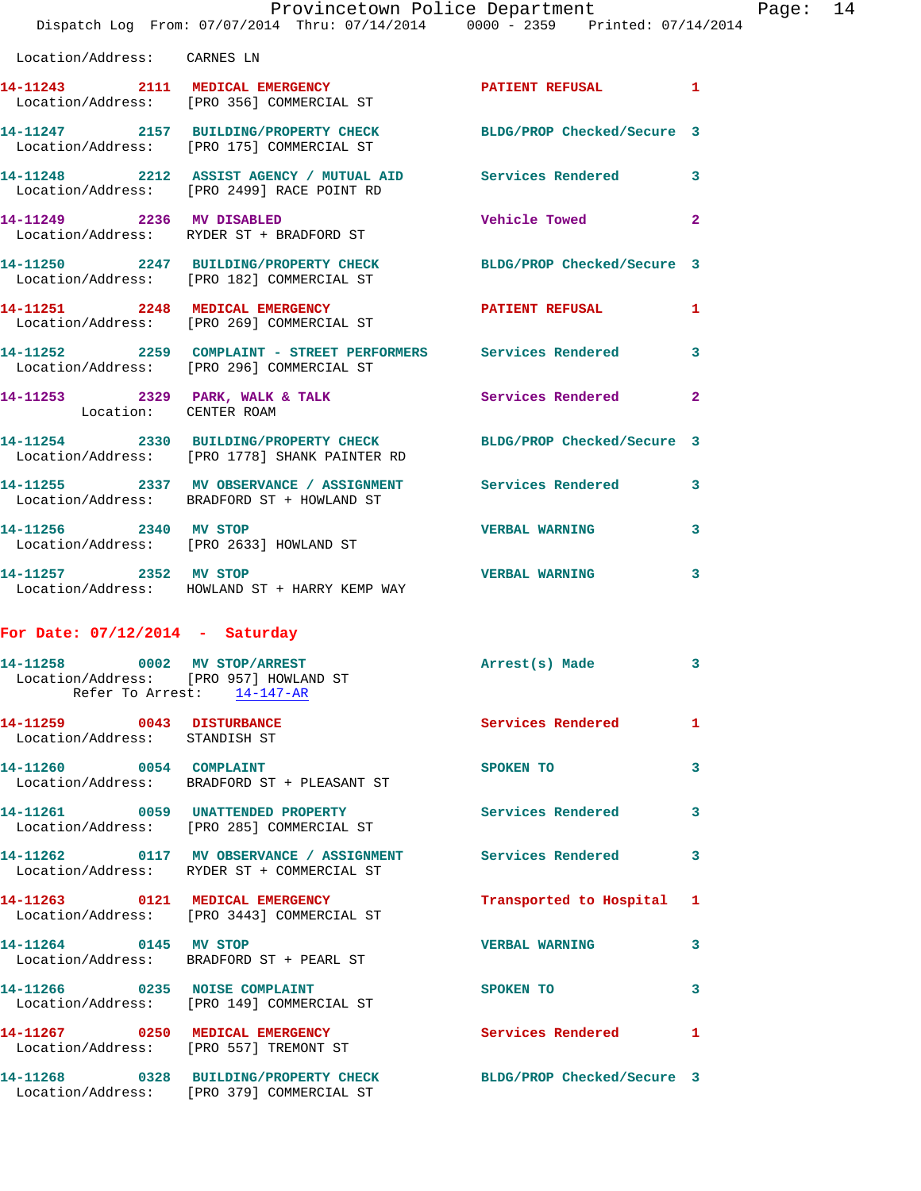Location/Address: CARNES LN

**14-11243** 2111 **MEDICAL EMERGENCY** PATIENT REFUSAL 1
Location/Address: [PRO 356] COMMERCIAL ST

**14-11247** 2157 **BUILDING/PROPERTY CHECK** BLDG/PROP Checked/Secure 3
Location/Address: [PRO 175] COMMERCIAL ST

**14-11248** 2212 **ASSIST AGENCY / MUTUAL AID** Services Rendered 3
Location/Address: [PRO 2499] RACE POINT RD

**14-11249** 2236 **MV DISABLED** Vehicle Towed 2
Location/Address: RYDER ST + BRADFORD ST

**14-11250** 2247 **BUILDING/PROPERTY CHECK** BLDG/PROP Checked/Secure 3
Location/Address: [PRO 182] COMMERCIAL ST

**14-11251** 2248 **MEDICAL EMERGENCY** PATIENT REFUSAL 1
Location/Address: [PRO 269] COMMERCIAL ST

**14-11252** 2259 **COMPLAINT - STREET PERFORMERS** Services Rendered 3
Location/Address: [PRO 296] COMMERCIAL ST

**14-11253** 2329 **PARK, WALK & TALK** Services Rendered 2
Location: CENTER ROAM

**14-11254** 2330 **BUILDING/PROPERTY CHECK** BLDG/PROP Checked/Secure 3
Location/Address: [PRO 1778] SHANK PAINTER RD

**14-11255** 2337 **MV OBSERVANCE / ASSIGNMENT** Services Rendered 3
Location/Address: BRADFORD ST + HOWLAND ST

**14-11256** 2340 **MV STOP** VERBAL WARNING 3
Location/Address: [PRO 2633] HOWLAND ST

**14-11257** 2352 **MV STOP** VERBAL WARNING 3
Location/Address: HOWLAND ST + HARRY KEMP WAY

## For Date: 07/12/2014 - Saturday

**14-11258** 0002 **MV STOP/ARREST** Arrest(s) Made 3
Location/Address: [PRO 957] HOWLAND ST
Refer To Arrest: 14-147-AR

**14-11259** 0043 **DISTURBANCE** Services Rendered 1
Location/Address: STANDISH ST

**14-11260** 0054 **COMPLAINT** SPOKEN TO 3
Location/Address: BRADFORD ST + PLEASANT ST

**14-11261** 0059 **UNATTENDED PROPERTY** Services Rendered 3
Location/Address: [PRO 285] COMMERCIAL ST

**14-11262** 0117 **MV OBSERVANCE / ASSIGNMENT** Services Rendered 3
Location/Address: RYDER ST + COMMERCIAL ST

**14-11263** 0121 **MEDICAL EMERGENCY** Transported to Hospital 1
Location/Address: [PRO 3443] COMMERCIAL ST

**14-11264** 0145 **MV STOP** VERBAL WARNING 3
Location/Address: BRADFORD ST + PEARL ST

**14-11266** 0235 **NOISE COMPLAINT** SPOKEN TO 3
Location/Address: [PRO 149] COMMERCIAL ST

**14-11267** 0250 **MEDICAL EMERGENCY** Services Rendered 1
Location/Address: [PRO 557] TREMONT ST

**14-11268** 0328 **BUILDING/PROPERTY CHECK** BLDG/PROP Checked/Secure 3
Location/Address: [PRO 379] COMMERCIAL ST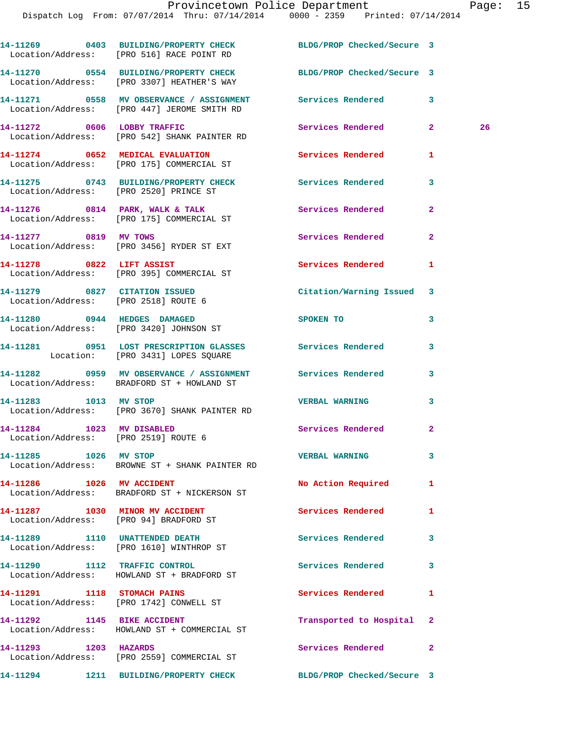| Call Number | Time | Call Reason | Action | Priority | |
|---|---|---|---|---|---|
| 14-11269 | 0403 | BUILDING/PROPERTY CHECK | BLDG/PROP Checked/Secure | 3 | |
| Location/Address: [PRO 516] RACE POINT RD | | | | | |
| 14-11270 | 0554 | BUILDING/PROPERTY CHECK | BLDG/PROP Checked/Secure | 3 | |
| Location/Address: [PRO 3307] HEATHER'S WAY | | | | | |
| 14-11271 | 0558 | MV OBSERVANCE / ASSIGNMENT | Services Rendered | 3 | |
| Location/Address: [PRO 447] JEROME SMITH RD | | | | | |
| 14-11272 | 0606 | LOBBY TRAFFIC | Services Rendered | 2 | 26 |
| Location/Address: [PRO 542] SHANK PAINTER RD | | | | | |
| 14-11274 | 0652 | MEDICAL EVALUATION | Services Rendered | 1 | |
| Location/Address: [PRO 175] COMMERCIAL ST | | | | | |
| 14-11275 | 0743 | BUILDING/PROPERTY CHECK | Services Rendered | 3 | |
| Location/Address: [PRO 2520] PRINCE ST | | | | | |
| 14-11276 | 0814 | PARK, WALK & TALK | Services Rendered | 2 | |
| Location/Address: [PRO 175] COMMERCIAL ST | | | | | |
| 14-11277 | 0819 | MV TOWS | Services Rendered | 2 | |
| Location/Address: [PRO 3456] RYDER ST EXT | | | | | |
| 14-11278 | 0822 | LIFT ASSIST | Services Rendered | 1 | |
| Location/Address: [PRO 395] COMMERCIAL ST | | | | | |
| 14-11279 | 0827 | CITATION ISSUED | Citation/Warning Issued | 3 | |
| Location/Address: [PRO 2518] ROUTE 6 | | | | | |
| 14-11280 | 0944 | HEDGES DAMAGED | SPOKEN TO | 3 | |
| Location/Address: [PRO 3420] JOHNSON ST | | | | | |
| 14-11281 | 0951 | LOST PRESCRIPTION GLASSES | Services Rendered | 3 | |
| Location: [PRO 3431] LOPES SQUARE | | | | | |
| 14-11282 | 0959 | MV OBSERVANCE / ASSIGNMENT | Services Rendered | 3 | |
| Location/Address: BRADFORD ST + HOWLAND ST | | | | | |
| 14-11283 | 1013 | MV STOP | VERBAL WARNING | 3 | |
| Location/Address: [PRO 3670] SHANK PAINTER RD | | | | | |
| 14-11284 | 1023 | MV DISABLED | Services Rendered | 2 | |
| Location/Address: [PRO 2519] ROUTE 6 | | | | | |
| 14-11285 | 1026 | MV STOP | VERBAL WARNING | 3 | |
| Location/Address: BROWNE ST + SHANK PAINTER RD | | | | | |
| 14-11286 | 1026 | MV ACCIDENT | No Action Required | 1 | |
| Location/Address: BRADFORD ST + NICKERSON ST | | | | | |
| 14-11287 | 1030 | MINOR MV ACCIDENT | Services Rendered | 1 | |
| Location/Address: [PRO 94] BRADFORD ST | | | | | |
| 14-11289 | 1110 | UNATTENDED DEATH | Services Rendered | 3 | |
| Location/Address: [PRO 1610] WINTHROP ST | | | | | |
| 14-11290 | 1112 | TRAFFIC CONTROL | Services Rendered | 3 | |
| Location/Address: HOWLAND ST + BRADFORD ST | | | | | |
| 14-11291 | 1118 | STOMACH PAINS | Services Rendered | 1 | |
| Location/Address: [PRO 1742] CONWELL ST | | | | | |
| 14-11292 | 1145 | BIKE ACCIDENT | Transported to Hospital | 2 | |
| Location/Address: HOWLAND ST + COMMERCIAL ST | | | | | |
| 14-11293 | 1203 | HAZARDS | Services Rendered | 2 | |
| Location/Address: [PRO 2559] COMMERCIAL ST | | | | | |
| 14-11294 | 1211 | BUILDING/PROPERTY CHECK | BLDG/PROP Checked/Secure | 3 | |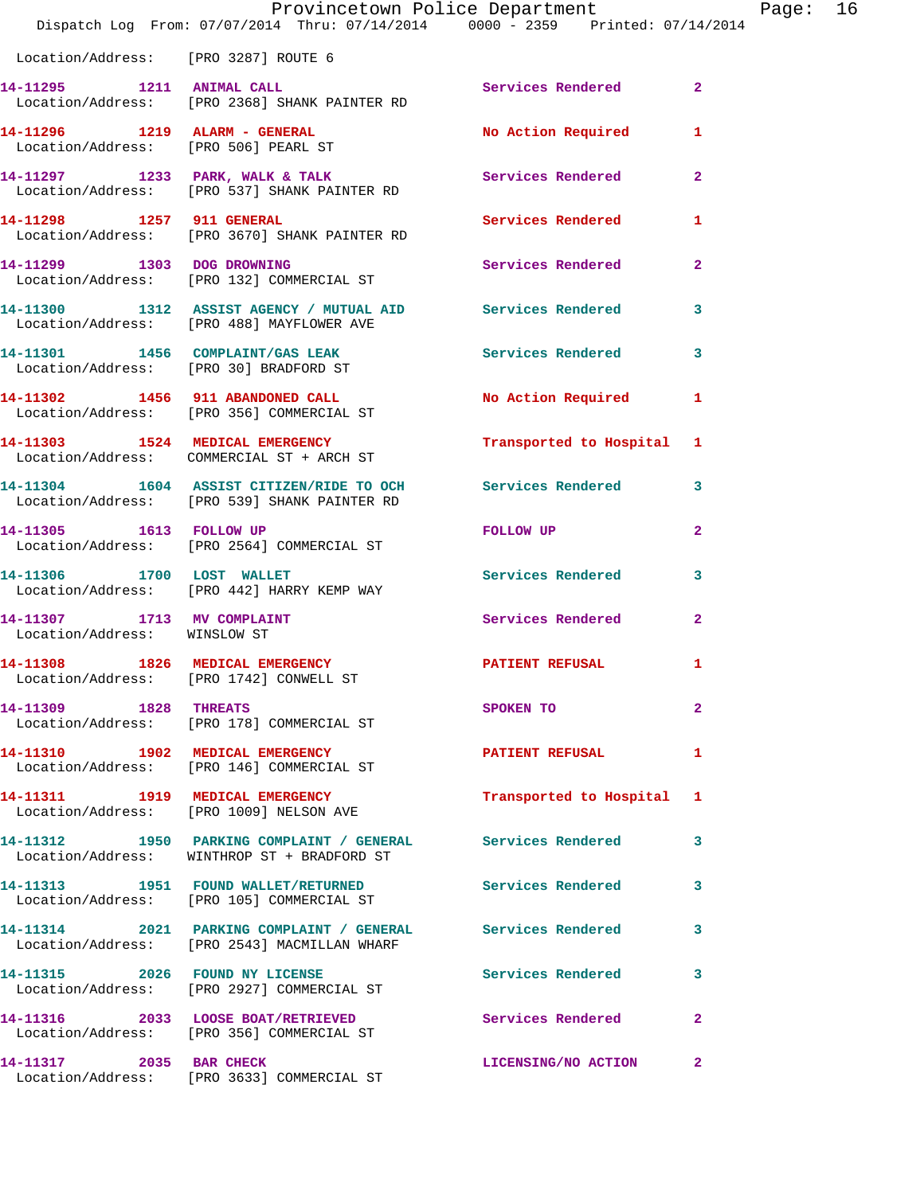Location/Address: [PRO 3287] ROUTE 6

14-11295 1211 ANIMAL CALL Services Rendered 2
Location/Address: [PRO 2368] SHANK PAINTER RD

14-11296 1219 ALARM - GENERAL No Action Required 1
Location/Address: [PRO 506] PEARL ST

14-11297 1233 PARK, WALK & TALK Services Rendered 2
Location/Address: [PRO 537] SHANK PAINTER RD

14-11298 1257 911 GENERAL Services Rendered 1
Location/Address: [PRO 3670] SHANK PAINTER RD

14-11299 1303 DOG DROWNING Services Rendered 2
Location/Address: [PRO 132] COMMERCIAL ST

14-11300 1312 ASSIST AGENCY / MUTUAL AID Services Rendered 3
Location/Address: [PRO 488] MAYFLOWER AVE

14-11301 1456 COMPLAINT/GAS LEAK Services Rendered 3
Location/Address: [PRO 30] BRADFORD ST

14-11302 1456 911 ABANDONED CALL No Action Required 1
Location/Address: [PRO 356] COMMERCIAL ST

14-11303 1524 MEDICAL EMERGENCY Transported to Hospital 1
Location/Address: COMMERCIAL ST + ARCH ST

14-11304 1604 ASSIST CITIZEN/RIDE TO OCH Services Rendered 3
Location/Address: [PRO 539] SHANK PAINTER RD

14-11305 1613 FOLLOW UP FOLLOW UP 2
Location/Address: [PRO 2564] COMMERCIAL ST

14-11306 1700 LOST WALLET Services Rendered 3
Location/Address: [PRO 442] HARRY KEMP WAY

14-11307 1713 MV COMPLAINT Services Rendered 2
Location/Address: WINSLOW ST

14-11308 1826 MEDICAL EMERGENCY PATIENT REFUSAL 1
Location/Address: [PRO 1742] CONWELL ST

14-11309 1828 THREATS SPOKEN TO 2
Location/Address: [PRO 178] COMMERCIAL ST

14-11310 1902 MEDICAL EMERGENCY PATIENT REFUSAL 1
Location/Address: [PRO 146] COMMERCIAL ST

14-11311 1919 MEDICAL EMERGENCY Transported to Hospital 1
Location/Address: [PRO 1009] NELSON AVE

14-11312 1950 PARKING COMPLAINT / GENERAL Services Rendered 3
Location/Address: WINTHROP ST + BRADFORD ST

14-11313 1951 FOUND WALLET/RETURNED Services Rendered 3
Location/Address: [PRO 105] COMMERCIAL ST

14-11314 2021 PARKING COMPLAINT / GENERAL Services Rendered 3
Location/Address: [PRO 2543] MACMILLAN WHARF

14-11315 2026 FOUND NY LICENSE Services Rendered 3
Location/Address: [PRO 2927] COMMERCIAL ST

14-11316 2033 LOOSE BOAT/RETRIEVED Services Rendered 2
Location/Address: [PRO 356] COMMERCIAL ST

14-11317 2035 BAR CHECK LICENSING/NO ACTION 2
Location/Address: [PRO 3633] COMMERCIAL ST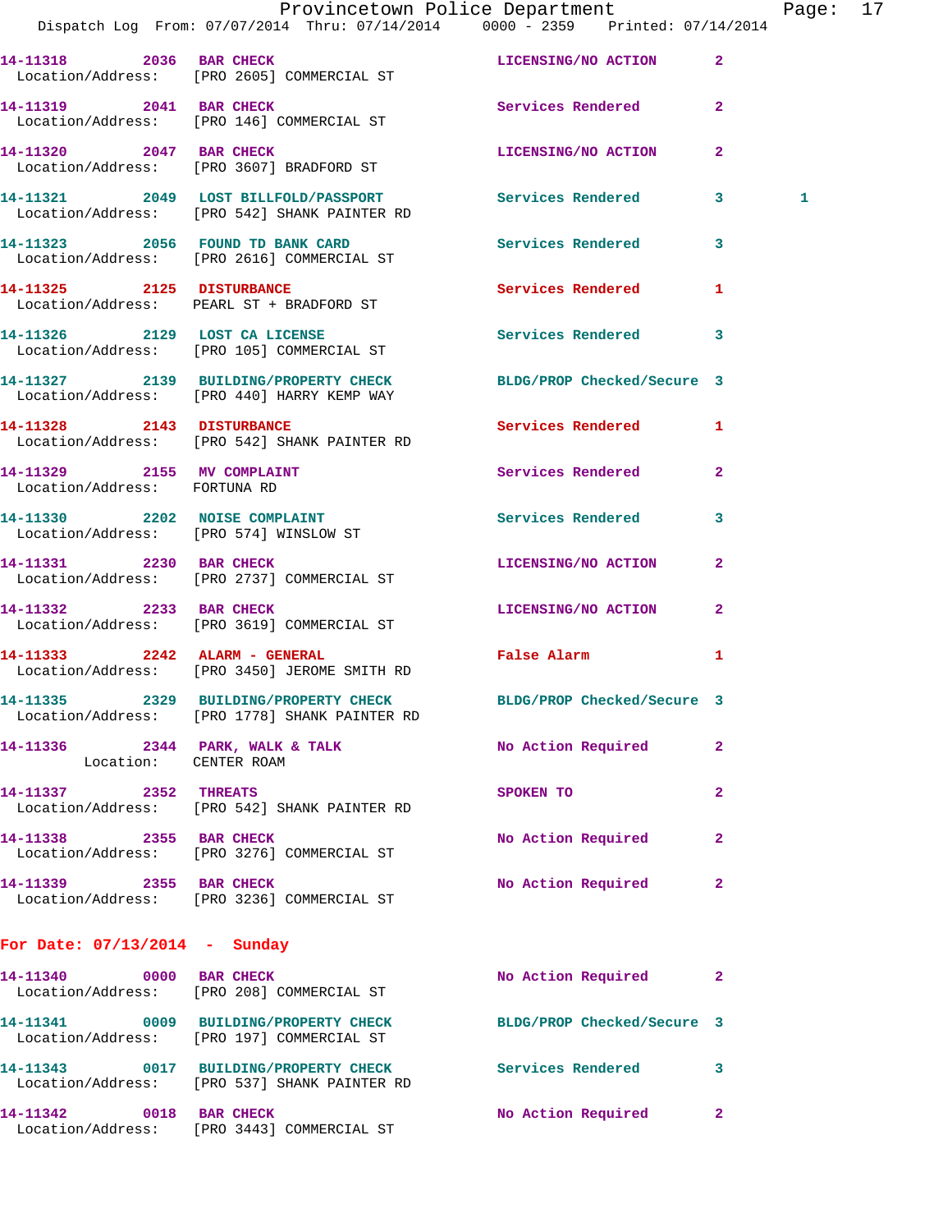14-11318 2036 BAR CHECK LICENSING/NO ACTION 2
Location/Address: [PRO 2605] COMMERCIAL ST

14-11319 2041 BAR CHECK Services Rendered 2
Location/Address: [PRO 146] COMMERCIAL ST

14-11320 2047 BAR CHECK LICENSING/NO ACTION 2
Location/Address: [PRO 3607] BRADFORD ST

14-11321 2049 LOST BILLFOLD/PASSPORT Services Rendered 3 1
Location/Address: [PRO 542] SHANK PAINTER RD

14-11323 2056 FOUND TD BANK CARD Services Rendered 3
Location/Address: [PRO 2616] COMMERCIAL ST

14-11325 2125 DISTURBANCE Services Rendered 1
Location/Address: PEARL ST + BRADFORD ST

14-11326 2129 LOST CA LICENSE Services Rendered 3
Location/Address: [PRO 105] COMMERCIAL ST

14-11327 2139 BUILDING/PROPERTY CHECK BLDG/PROP Checked/Secure 3
Location/Address: [PRO 440] HARRY KEMP WAY

14-11328 2143 DISTURBANCE Services Rendered 1
Location/Address: [PRO 542] SHANK PAINTER RD

14-11329 2155 MV COMPLAINT Services Rendered 2
Location/Address: FORTUNA RD

14-11330 2202 NOISE COMPLAINT Services Rendered 3
Location/Address: [PRO 574] WINSLOW ST

14-11331 2230 BAR CHECK LICENSING/NO ACTION 2
Location/Address: [PRO 2737] COMMERCIAL ST

14-11332 2233 BAR CHECK LICENSING/NO ACTION 2
Location/Address: [PRO 3619] COMMERCIAL ST

14-11333 2242 ALARM - GENERAL False Alarm 1
Location/Address: [PRO 3450] JEROME SMITH RD

14-11335 2329 BUILDING/PROPERTY CHECK BLDG/PROP Checked/Secure 3
Location/Address: [PRO 1778] SHANK PAINTER RD

14-11336 2344 PARK, WALK & TALK No Action Required 2
Location: CENTER ROAM

14-11337 2352 THREATS SPOKEN TO 2
Location/Address: [PRO 542] SHANK PAINTER RD

14-11338 2355 BAR CHECK No Action Required 2
Location/Address: [PRO 3276] COMMERCIAL ST

14-11339 2355 BAR CHECK No Action Required 2
Location/Address: [PRO 3236] COMMERCIAL ST

**For Date: 07/13/2014 - Sunday**

14-11340 0000 BAR CHECK No Action Required 2
Location/Address: [PRO 208] COMMERCIAL ST

14-11341 0009 BUILDING/PROPERTY CHECK BLDG/PROP Checked/Secure 3
Location/Address: [PRO 197] COMMERCIAL ST

14-11343 0017 BUILDING/PROPERTY CHECK Services Rendered 3
Location/Address: [PRO 537] SHANK PAINTER RD

14-11342 0018 BAR CHECK No Action Required 2
Location/Address: [PRO 3443] COMMERCIAL ST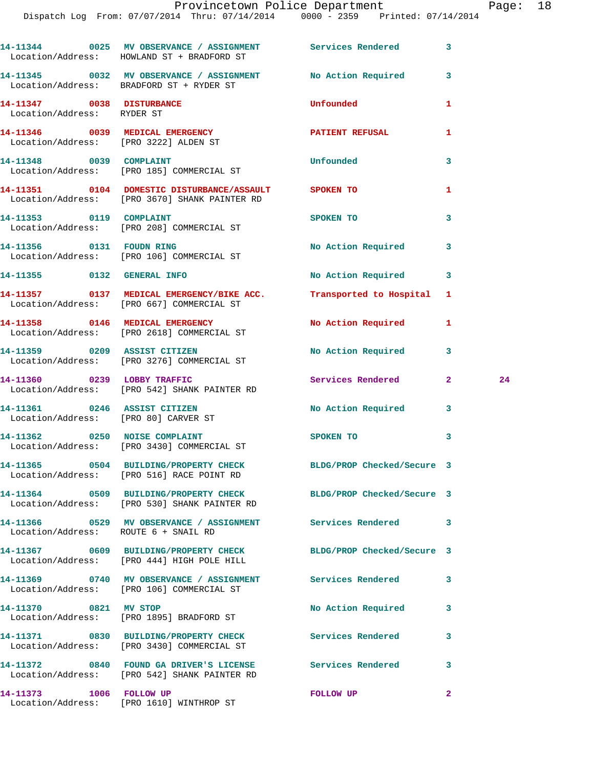14-11344 0025 MV OBSERVANCE / ASSIGNMENT Services Rendered 3
Location/Address: HOWLAND ST + BRADFORD ST

14-11345 0032 MV OBSERVANCE / ASSIGNMENT No Action Required 3
Location/Address: BRADFORD ST + RYDER ST

14-11347 0038 DISTURBANCE Unfounded 1
Location/Address: RYDER ST

14-11346 0039 MEDICAL EMERGENCY PATIENT REFUSAL 1
Location/Address: [PRO 3222] ALDEN ST

14-11348 0039 COMPLAINT Unfounded 3
Location/Address: [PRO 185] COMMERCIAL ST

14-11351 0104 DOMESTIC DISTURBANCE/ASSAULT SPOKEN TO 1
Location/Address: [PRO 3670] SHANK PAINTER RD

14-11353 0119 COMPLAINT SPOKEN TO 3
Location/Address: [PRO 208] COMMERCIAL ST

14-11356 0131 FOUDN RING No Action Required 3
Location/Address: [PRO 106] COMMERCIAL ST

14-11355 0132 GENERAL INFO No Action Required 3

14-11357 0137 MEDICAL EMERGENCY/BIKE ACC. Transported to Hospital 1
Location/Address: [PRO 667] COMMERCIAL ST

14-11358 0146 MEDICAL EMERGENCY No Action Required 1
Location/Address: [PRO 2618] COMMERCIAL ST

14-11359 0209 ASSIST CITIZEN No Action Required 3
Location/Address: [PRO 3276] COMMERCIAL ST

14-11360 0239 LOBBY TRAFFIC Services Rendered 2 24
Location/Address: [PRO 542] SHANK PAINTER RD

14-11361 0246 ASSIST CITIZEN No Action Required 3
Location/Address: [PRO 80] CARVER ST

14-11362 0250 NOISE COMPLAINT SPOKEN TO 3
Location/Address: [PRO 3430] COMMERCIAL ST

14-11365 0504 BUILDING/PROPERTY CHECK BLDG/PROP Checked/Secure 3
Location/Address: [PRO 516] RACE POINT RD

14-11364 0509 BUILDING/PROPERTY CHECK BLDG/PROP Checked/Secure 3
Location/Address: [PRO 530] SHANK PAINTER RD

14-11366 0529 MV OBSERVANCE / ASSIGNMENT Services Rendered 3
Location/Address: ROUTE 6 + SNAIL RD

14-11367 0609 BUILDING/PROPERTY CHECK BLDG/PROP Checked/Secure 3
Location/Address: [PRO 444] HIGH POLE HILL

14-11369 0740 MV OBSERVANCE / ASSIGNMENT Services Rendered 3
Location/Address: [PRO 106] COMMERCIAL ST

14-11370 0821 MV STOP No Action Required 3
Location/Address: [PRO 1895] BRADFORD ST

14-11371 0830 BUILDING/PROPERTY CHECK Services Rendered 3
Location/Address: [PRO 3430] COMMERCIAL ST

14-11372 0840 FOUND GA DRIVER'S LICENSE Services Rendered 3
Location/Address: [PRO 542] SHANK PAINTER RD

14-11373 1006 FOLLOW UP FOLLOW UP 2
Location/Address: [PRO 1610] WINTHROP ST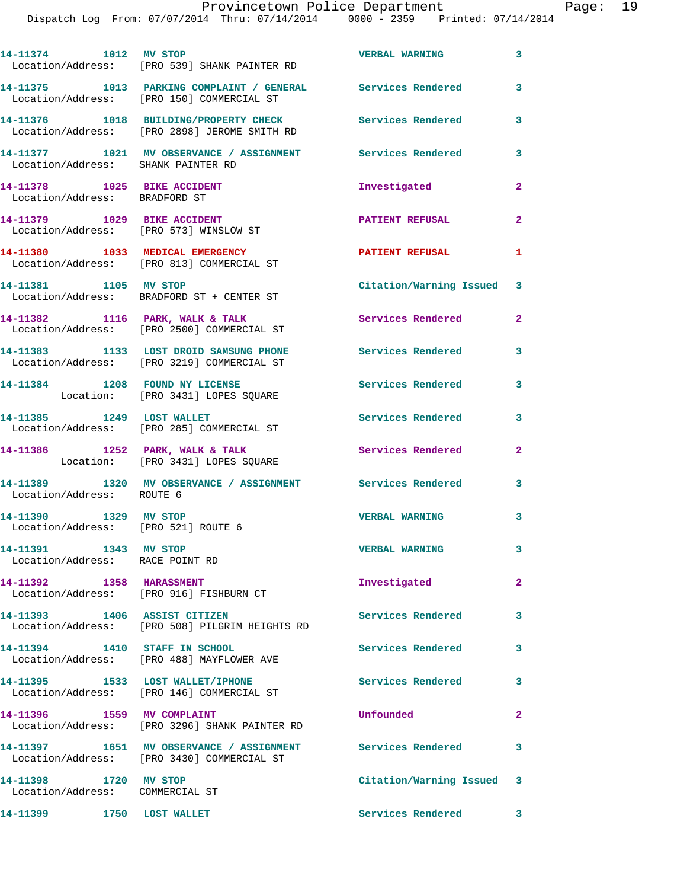14-11374 1012 MV STOP VERBAL WARNING 3
Location/Address: [PRO 539] SHANK PAINTER RD

14-11375 1013 PARKING COMPLAINT / GENERAL Services Rendered 3
Location/Address: [PRO 150] COMMERCIAL ST

14-11376 1018 BUILDING/PROPERTY CHECK Services Rendered 3
Location/Address: [PRO 2898] JEROME SMITH RD

14-11377 1021 MV OBSERVANCE / ASSIGNMENT Services Rendered 3
Location/Address: SHANK PAINTER RD

14-11378 1025 BIKE ACCIDENT Investigated 2
Location/Address: BRADFORD ST

14-11379 1029 BIKE ACCIDENT PATIENT REFUSAL 2
Location/Address: [PRO 573] WINSLOW ST

14-11380 1033 MEDICAL EMERGENCY PATIENT REFUSAL 1
Location/Address: [PRO 813] COMMERCIAL ST

14-11381 1105 MV STOP Citation/Warning Issued 3
Location/Address: BRADFORD ST + CENTER ST

14-11382 1116 PARK, WALK & TALK Services Rendered 2
Location/Address: [PRO 2500] COMMERCIAL ST

14-11383 1133 LOST DROID SAMSUNG PHONE Services Rendered 3
Location/Address: [PRO 3219] COMMERCIAL ST

14-11384 1208 FOUND NY LICENSE Services Rendered 3
Location: [PRO 3431] LOPES SQUARE

14-11385 1249 LOST WALLET Services Rendered 3
Location/Address: [PRO 285] COMMERCIAL ST

14-11386 1252 PARK, WALK & TALK Services Rendered 2
Location: [PRO 3431] LOPES SQUARE

14-11389 1320 MV OBSERVANCE / ASSIGNMENT Services Rendered 3
Location/Address: ROUTE 6

14-11390 1329 MV STOP VERBAL WARNING 3
Location/Address: [PRO 521] ROUTE 6

14-11391 1343 MV STOP VERBAL WARNING 3
Location/Address: RACE POINT RD

14-11392 1358 HARASSMENT Investigated 2
Location/Address: [PRO 916] FISHBURN CT

14-11393 1406 ASSIST CITIZEN Services Rendered 3
Location/Address: [PRO 508] PILGRIM HEIGHTS RD

14-11394 1410 STAFF IN SCHOOL Services Rendered 3
Location/Address: [PRO 488] MAYFLOWER AVE

14-11395 1533 LOST WALLET/IPHONE Services Rendered 3
Location/Address: [PRO 146] COMMERCIAL ST

14-11396 1559 MV COMPLAINT Unfounded 2
Location/Address: [PRO 3296] SHANK PAINTER RD

14-11397 1651 MV OBSERVANCE / ASSIGNMENT Services Rendered 3
Location/Address: [PRO 3430] COMMERCIAL ST

14-11398 1720 MV STOP Citation/Warning Issued 3
Location/Address: COMMERCIAL ST

14-11399 1750 LOST WALLET Services Rendered 3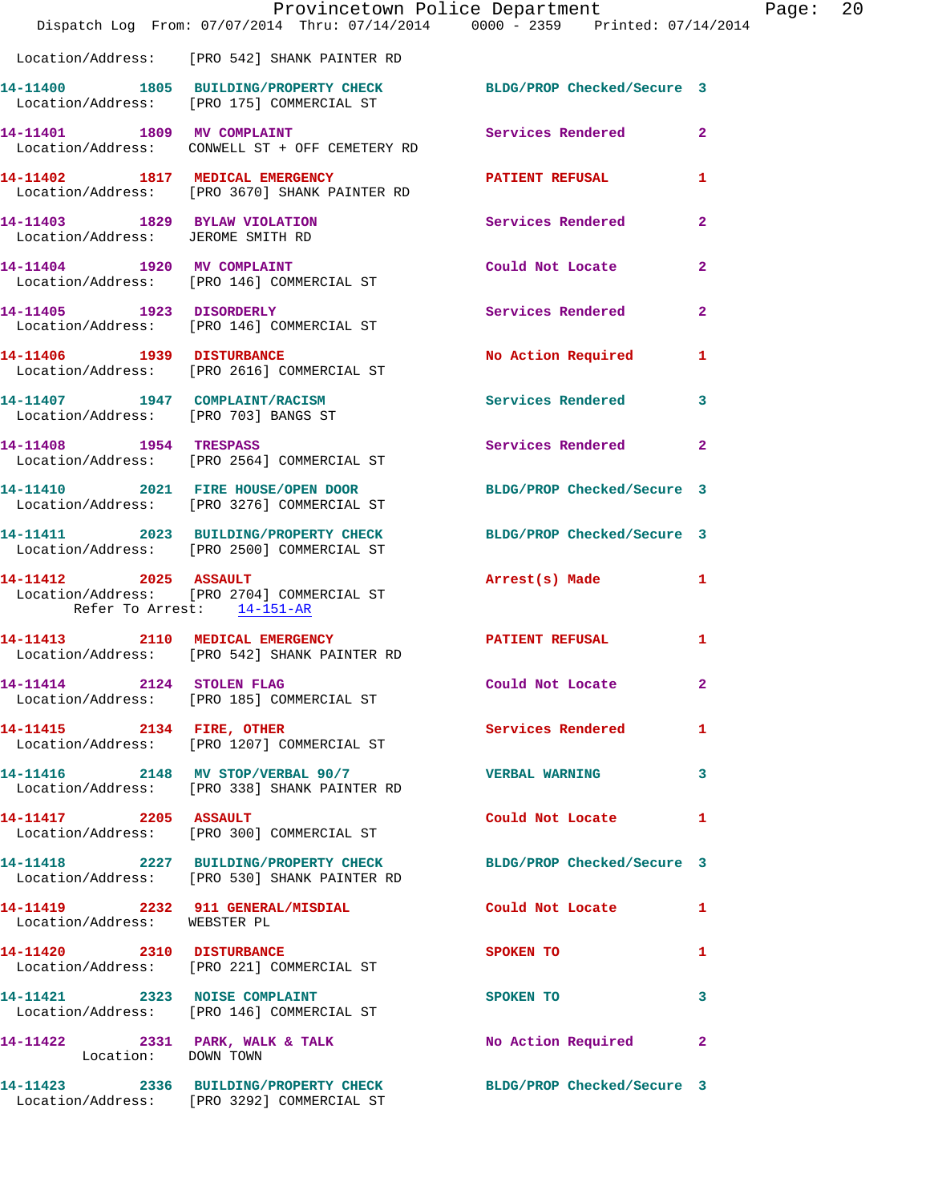Location/Address: [PRO 542] SHANK PAINTER RD

14-11400 1805 BUILDING/PROPERTY CHECK BLDG/PROP Checked/Secure 3
Location/Address: [PRO 175] COMMERCIAL ST

14-11401 1809 MV COMPLAINT Services Rendered 2
Location/Address: CONWELL ST + OFF CEMETERY RD

14-11402 1817 MEDICAL EMERGENCY PATIENT REFUSAL 1
Location/Address: [PRO 3670] SHANK PAINTER RD

14-11403 1829 BYLAW VIOLATION Services Rendered 2
Location/Address: JEROME SMITH RD

14-11404 1920 MV COMPLAINT Could Not Locate 2
Location/Address: [PRO 146] COMMERCIAL ST

14-11405 1923 DISORDERLY Services Rendered 2
Location/Address: [PRO 146] COMMERCIAL ST

14-11406 1939 DISTURBANCE No Action Required 1
Location/Address: [PRO 2616] COMMERCIAL ST

14-11407 1947 COMPLAINT/RACISM Services Rendered 3
Location/Address: [PRO 703] BANGS ST

14-11408 1954 TRESPASS Services Rendered 2
Location/Address: [PRO 2564] COMMERCIAL ST

14-11410 2021 FIRE HOUSE/OPEN DOOR BLDG/PROP Checked/Secure 3
Location/Address: [PRO 3276] COMMERCIAL ST

14-11411 2023 BUILDING/PROPERTY CHECK BLDG/PROP Checked/Secure 3
Location/Address: [PRO 2500] COMMERCIAL ST

14-11412 2025 ASSAULT Arrest(s) Made 1
Location/Address: [PRO 2704] COMMERCIAL ST
Refer To Arrest: 14-151-AR

14-11413 2110 MEDICAL EMERGENCY PATIENT REFUSAL 1
Location/Address: [PRO 542] SHANK PAINTER RD

14-11414 2124 STOLEN FLAG Could Not Locate 2
Location/Address: [PRO 185] COMMERCIAL ST

14-11415 2134 FIRE, OTHER Services Rendered 1
Location/Address: [PRO 1207] COMMERCIAL ST

14-11416 2148 MV STOP/VERBAL 90/7 VERBAL WARNING 3
Location/Address: [PRO 338] SHANK PAINTER RD

14-11417 2205 ASSAULT Could Not Locate 1
Location/Address: [PRO 300] COMMERCIAL ST

14-11418 2227 BUILDING/PROPERTY CHECK BLDG/PROP Checked/Secure 3
Location/Address: [PRO 530] SHANK PAINTER RD

14-11419 2232 911 GENERAL/MISDIAL Could Not Locate 1
Location/Address: WEBSTER PL

14-11420 2310 DISTURBANCE SPOKEN TO 1
Location/Address: [PRO 221] COMMERCIAL ST

14-11421 2323 NOISE COMPLAINT SPOKEN TO 3
Location/Address: [PRO 146] COMMERCIAL ST

14-11422 2331 PARK, WALK & TALK No Action Required 2
Location: DOWN TOWN

14-11423 2336 BUILDING/PROPERTY CHECK BLDG/PROP Checked/Secure 3
Location/Address: [PRO 3292] COMMERCIAL ST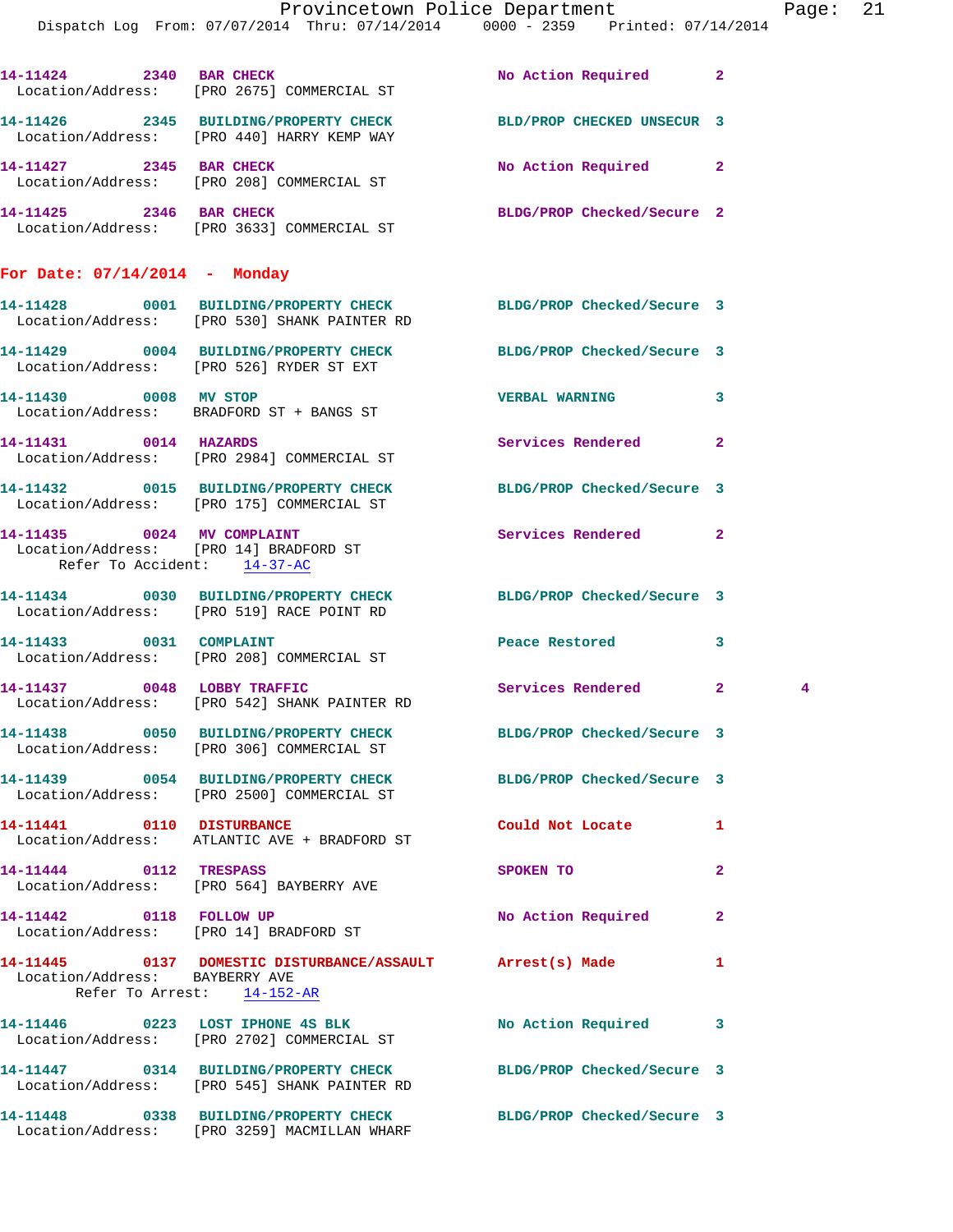14-11424 2340 BAR CHECK No Action Required 2
Location/Address: [PRO 2675] COMMERCIAL ST

14-11426 2345 BUILDING/PROPERTY CHECK BLD/PROP CHECKED UNSECUR 3
Location/Address: [PRO 440] HARRY KEMP WAY

14-11427 2345 BAR CHECK No Action Required 2
Location/Address: [PRO 208] COMMERCIAL ST

14-11425 2346 BAR CHECK BLDG/PROP Checked/Secure 2
Location/Address: [PRO 3633] COMMERCIAL ST

## For Date: 07/14/2014 - Monday

14-11428 0001 BUILDING/PROPERTY CHECK BLDG/PROP Checked/Secure 3
Location/Address: [PRO 530] SHANK PAINTER RD

14-11429 0004 BUILDING/PROPERTY CHECK BLDG/PROP Checked/Secure 3
Location/Address: [PRO 526] RYDER ST EXT

14-11430 0008 MV STOP VERBAL WARNING 3
Location/Address: BRADFORD ST + BANGS ST

14-11431 0014 HAZARDS Services Rendered 2
Location/Address: [PRO 2984] COMMERCIAL ST

14-11432 0015 BUILDING/PROPERTY CHECK BLDG/PROP Checked/Secure 3
Location/Address: [PRO 175] COMMERCIAL ST

14-11435 0024 MV COMPLAINT Services Rendered 2
Location/Address: [PRO 14] BRADFORD ST
Refer To Accident: 14-37-AC

14-11434 0030 BUILDING/PROPERTY CHECK BLDG/PROP Checked/Secure 3
Location/Address: [PRO 519] RACE POINT RD

14-11433 0031 COMPLAINT Peace Restored 3
Location/Address: [PRO 208] COMMERCIAL ST

14-11437 0048 LOBBY TRAFFIC Services Rendered 2 4
Location/Address: [PRO 542] SHANK PAINTER RD

14-11438 0050 BUILDING/PROPERTY CHECK BLDG/PROP Checked/Secure 3
Location/Address: [PRO 306] COMMERCIAL ST

14-11439 0054 BUILDING/PROPERTY CHECK BLDG/PROP Checked/Secure 3
Location/Address: [PRO 2500] COMMERCIAL ST

14-11441 0110 DISTURBANCE Could Not Locate 1
Location/Address: ATLANTIC AVE + BRADFORD ST

14-11444 0112 TRESPASS SPOKEN TO 2
Location/Address: [PRO 564] BAYBERRY AVE

14-11442 0118 FOLLOW UP No Action Required 2
Location/Address: [PRO 14] BRADFORD ST

14-11445 0137 DOMESTIC DISTURBANCE/ASSAULT Arrest(s) Made 1
Location/Address: BAYBERRY AVE
Refer To Arrest: 14-152-AR

14-11446 0223 LOST IPHONE 4S BLK No Action Required 3
Location/Address: [PRO 2702] COMMERCIAL ST

14-11447 0314 BUILDING/PROPERTY CHECK BLDG/PROP Checked/Secure 3
Location/Address: [PRO 545] SHANK PAINTER RD

14-11448 0338 BUILDING/PROPERTY CHECK BLDG/PROP Checked/Secure 3
Location/Address: [PRO 3259] MACMILLAN WHARF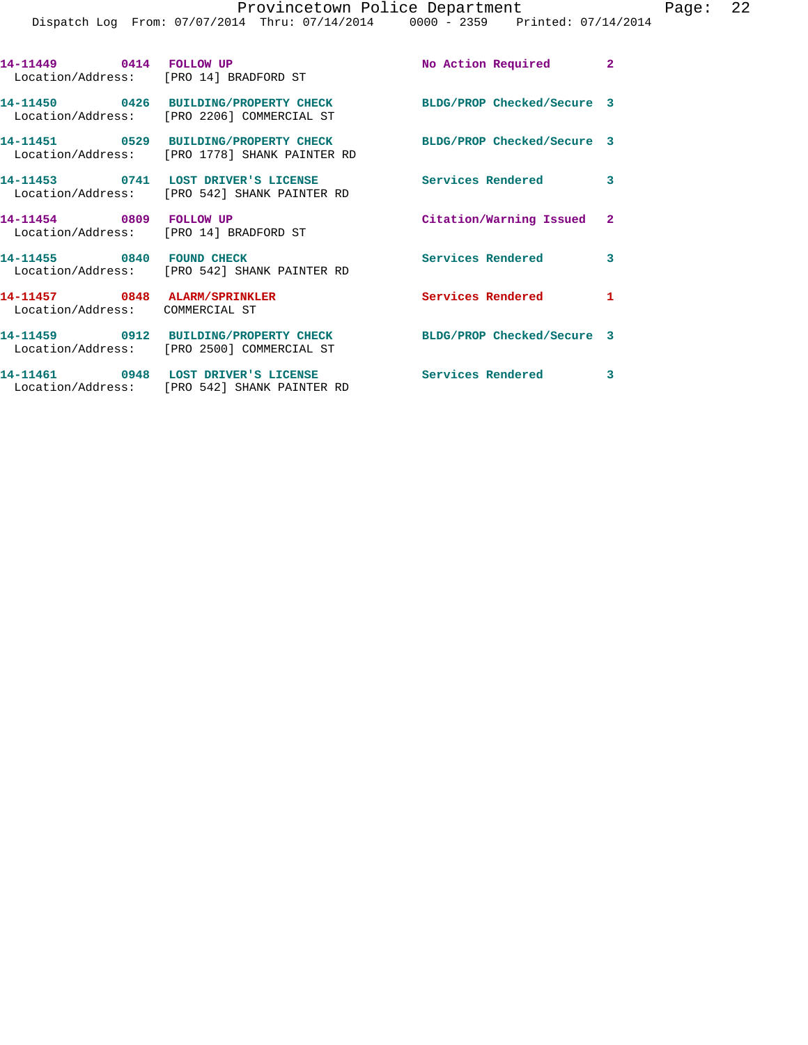14-11449 0414 FOLLOW UP No Action Required 2
Location/Address: [PRO 14] BRADFORD ST

14-11450 0426 BUILDING/PROPERTY CHECK BLDG/PROP Checked/Secure 3
Location/Address: [PRO 2206] COMMERCIAL ST

14-11451 0529 BUILDING/PROPERTY CHECK BLDG/PROP Checked/Secure 3
Location/Address: [PRO 1778] SHANK PAINTER RD

14-11453 0741 LOST DRIVER'S LICENSE Services Rendered 3
Location/Address: [PRO 542] SHANK PAINTER RD

14-11454 0809 FOLLOW UP Citation/Warning Issued 2
Location/Address: [PRO 14] BRADFORD ST

14-11455 0840 FOUND CHECK Services Rendered 3
Location/Address: [PRO 542] SHANK PAINTER RD

14-11457 0848 ALARM/SPRINKLER Services Rendered 1
Location/Address: COMMERCIAL ST

14-11459 0912 BUILDING/PROPERTY CHECK BLDG/PROP Checked/Secure 3
Location/Address: [PRO 2500] COMMERCIAL ST

14-11461 0948 LOST DRIVER'S LICENSE Services Rendered 3
Location/Address: [PRO 542] SHANK PAINTER RD